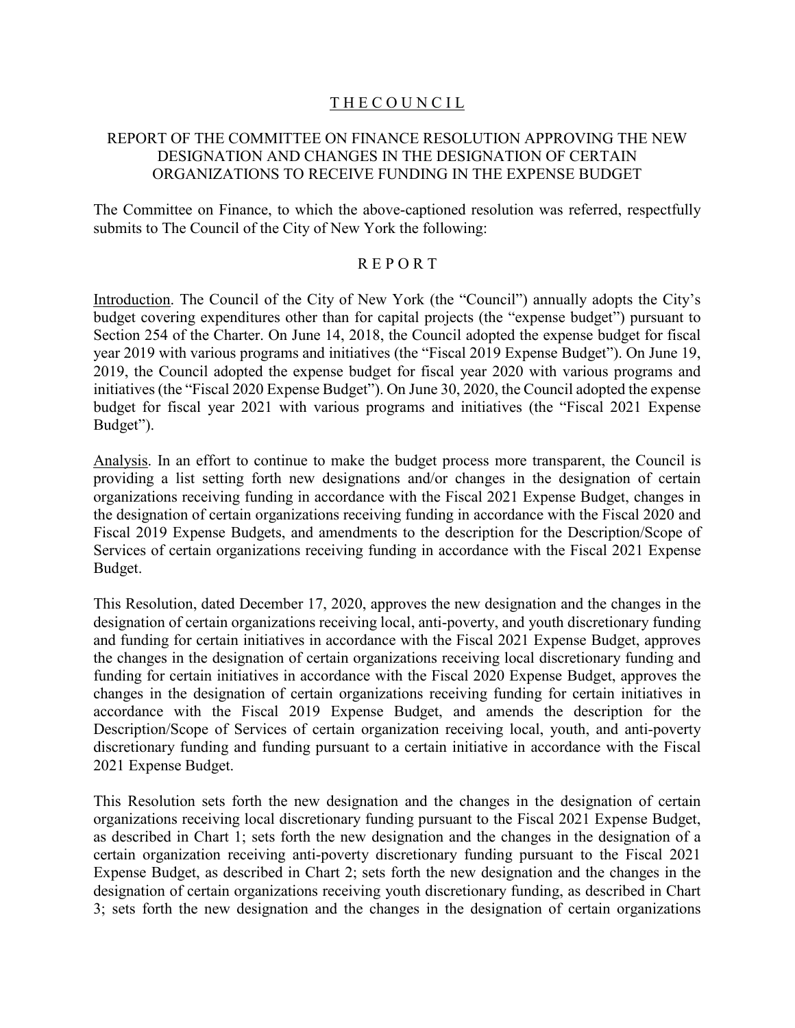# T H E C O U N C I L

## REPORT OF THE COMMITTEE ON FINANCE RESOLUTION APPROVING THE NEW DESIGNATION AND CHANGES IN THE DESIGNATION OF CERTAIN ORGANIZATIONS TO RECEIVE FUNDING IN THE EXPENSE BUDGET

The Committee on Finance, to which the above-captioned resolution was referred, respectfully submits to The Council of the City of New York the following:

## R E P O R T

Introduction. The Council of the City of New York (the "Council") annually adopts the City's budget covering expenditures other than for capital projects (the "expense budget") pursuant to Section 254 of the Charter. On June 14, 2018, the Council adopted the expense budget for fiscal year 2019 with various programs and initiatives (the "Fiscal 2019 Expense Budget"). On June 19, 2019, the Council adopted the expense budget for fiscal year 2020 with various programs and initiatives (the "Fiscal 2020 Expense Budget"). On June 30, 2020, the Council adopted the expense budget for fiscal year 2021 with various programs and initiatives (the "Fiscal 2021 Expense Budget").

Analysis. In an effort to continue to make the budget process more transparent, the Council is providing a list setting forth new designations and/or changes in the designation of certain organizations receiving funding in accordance with the Fiscal 2021 Expense Budget, changes in the designation of certain organizations receiving funding in accordance with the Fiscal 2020 and Fiscal 2019 Expense Budgets, and amendments to the description for the Description/Scope of Services of certain organizations receiving funding in accordance with the Fiscal 2021 Expense Budget.

This Resolution, dated December 17, 2020, approves the new designation and the changes in the designation of certain organizations receiving local, anti-poverty, and youth discretionary funding and funding for certain initiatives in accordance with the Fiscal 2021 Expense Budget, approves the changes in the designation of certain organizations receiving local discretionary funding and funding for certain initiatives in accordance with the Fiscal 2020 Expense Budget, approves the changes in the designation of certain organizations receiving funding for certain initiatives in accordance with the Fiscal 2019 Expense Budget, and amends the description for the Description/Scope of Services of certain organization receiving local, youth, and anti-poverty discretionary funding and funding pursuant to a certain initiative in accordance with the Fiscal 2021 Expense Budget.

This Resolution sets forth the new designation and the changes in the designation of certain organizations receiving local discretionary funding pursuant to the Fiscal 2021 Expense Budget, as described in Chart 1; sets forth the new designation and the changes in the designation of a certain organization receiving anti-poverty discretionary funding pursuant to the Fiscal 2021 Expense Budget, as described in Chart 2; sets forth the new designation and the changes in the designation of certain organizations receiving youth discretionary funding, as described in Chart 3; sets forth the new designation and the changes in the designation of certain organizations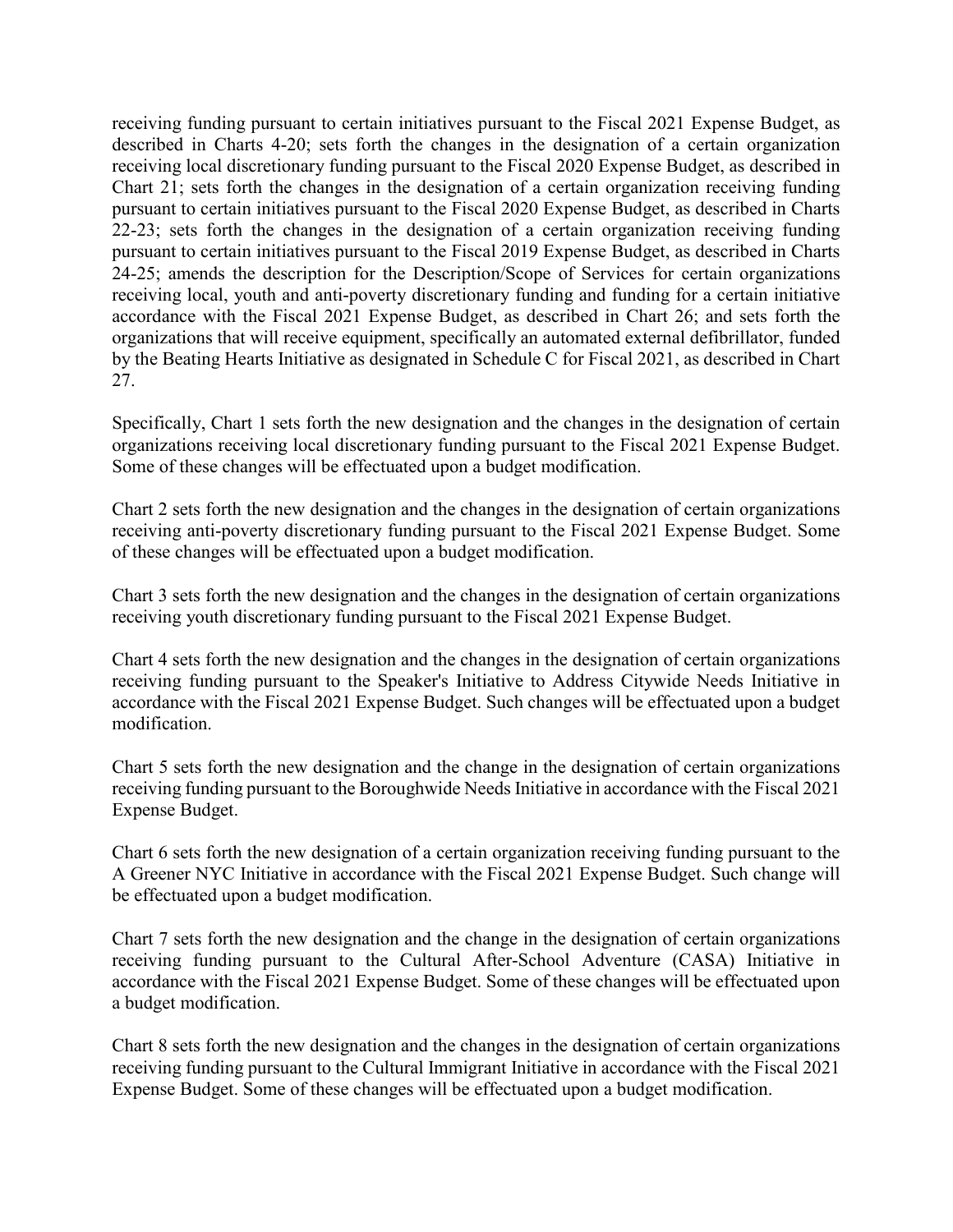receiving funding pursuant to certain initiatives pursuant to the Fiscal 2021 Expense Budget, as described in Charts 4-20; sets forth the changes in the designation of a certain organization receiving local discretionary funding pursuant to the Fiscal 2020 Expense Budget, as described in Chart 21; sets forth the changes in the designation of a certain organization receiving funding pursuant to certain initiatives pursuant to the Fiscal 2020 Expense Budget, as described in Charts 22-23; sets forth the changes in the designation of a certain organization receiving funding pursuant to certain initiatives pursuant to the Fiscal 2019 Expense Budget, as described in Charts 24-25; amends the description for the Description/Scope of Services for certain organizations receiving local, youth and anti-poverty discretionary funding and funding for a certain initiative accordance with the Fiscal 2021 Expense Budget, as described in Chart 26; and sets forth the organizations that will receive equipment, specifically an automated external defibrillator, funded by the Beating Hearts Initiative as designated in Schedule C for Fiscal 2021, as described in Chart 27.

Specifically, Chart 1 sets forth the new designation and the changes in the designation of certain organizations receiving local discretionary funding pursuant to the Fiscal 2021 Expense Budget. Some of these changes will be effectuated upon a budget modification.

Chart 2 sets forth the new designation and the changes in the designation of certain organizations receiving anti-poverty discretionary funding pursuant to the Fiscal 2021 Expense Budget. Some of these changes will be effectuated upon a budget modification.

Chart 3 sets forth the new designation and the changes in the designation of certain organizations receiving youth discretionary funding pursuant to the Fiscal 2021 Expense Budget.

Chart 4 sets forth the new designation and the changes in the designation of certain organizations receiving funding pursuant to the Speaker's Initiative to Address Citywide Needs Initiative in accordance with the Fiscal 2021 Expense Budget. Such changes will be effectuated upon a budget modification.

Chart 5 sets forth the new designation and the change in the designation of certain organizations receiving funding pursuant to the Boroughwide Needs Initiative in accordance with the Fiscal 2021 Expense Budget.

Chart 6 sets forth the new designation of a certain organization receiving funding pursuant to the A Greener NYC Initiative in accordance with the Fiscal 2021 Expense Budget. Such change will be effectuated upon a budget modification.

Chart 7 sets forth the new designation and the change in the designation of certain organizations receiving funding pursuant to the Cultural After-School Adventure (CASA) Initiative in accordance with the Fiscal 2021 Expense Budget. Some of these changes will be effectuated upon a budget modification.

Chart 8 sets forth the new designation and the changes in the designation of certain organizations receiving funding pursuant to the Cultural Immigrant Initiative in accordance with the Fiscal 2021 Expense Budget. Some of these changes will be effectuated upon a budget modification.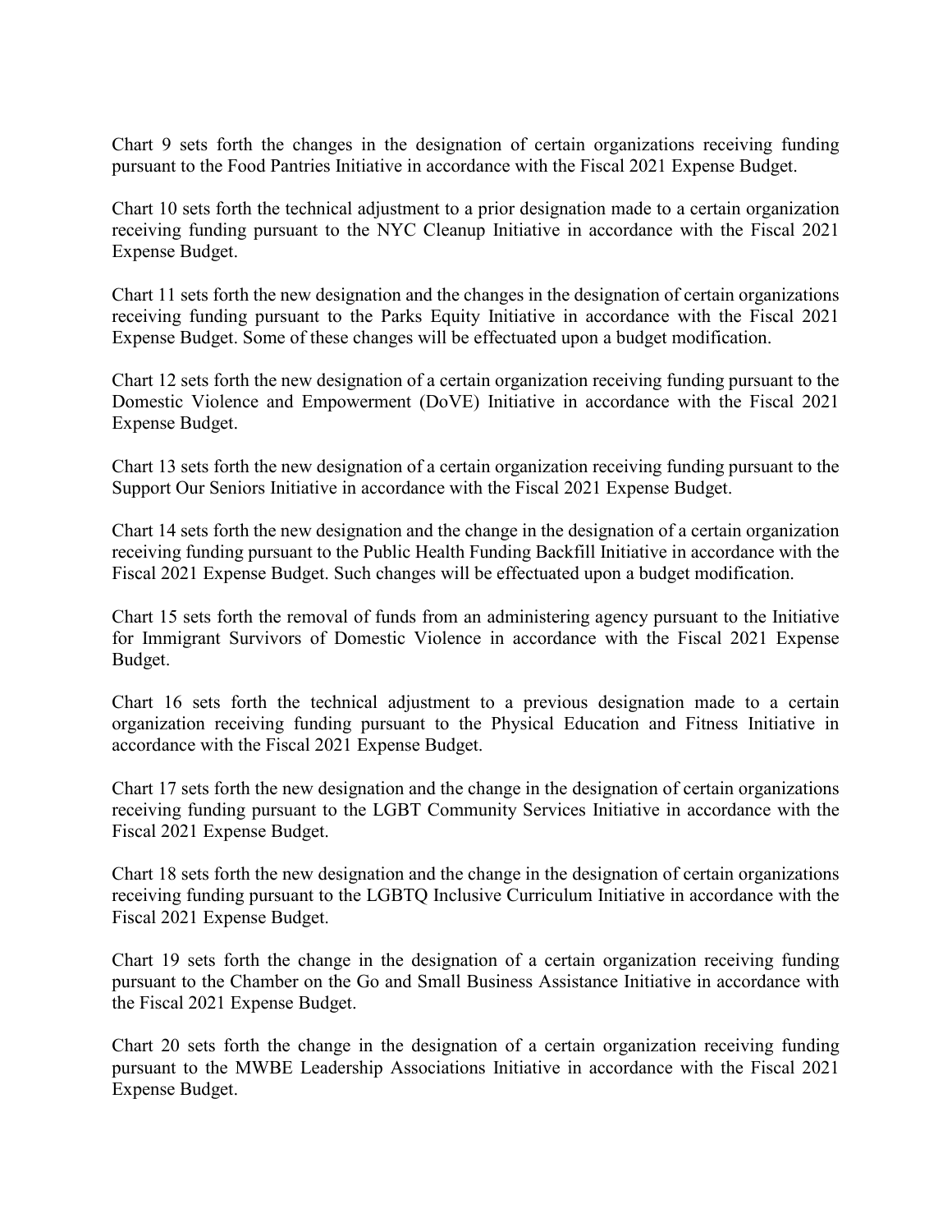Chart 9 sets forth the changes in the designation of certain organizations receiving funding pursuant to the Food Pantries Initiative in accordance with the Fiscal 2021 Expense Budget.

Chart 10 sets forth the technical adjustment to a prior designation made to a certain organization receiving funding pursuant to the NYC Cleanup Initiative in accordance with the Fiscal 2021 Expense Budget.

Chart 11 sets forth the new designation and the changes in the designation of certain organizations receiving funding pursuant to the Parks Equity Initiative in accordance with the Fiscal 2021 Expense Budget. Some of these changes will be effectuated upon a budget modification.

Chart 12 sets forth the new designation of a certain organization receiving funding pursuant to the Domestic Violence and Empowerment (DoVE) Initiative in accordance with the Fiscal 2021 Expense Budget.

Chart 13 sets forth the new designation of a certain organization receiving funding pursuant to the Support Our Seniors Initiative in accordance with the Fiscal 2021 Expense Budget.

Chart 14 sets forth the new designation and the change in the designation of a certain organization receiving funding pursuant to the Public Health Funding Backfill Initiative in accordance with the Fiscal 2021 Expense Budget. Such changes will be effectuated upon a budget modification.

Chart 15 sets forth the removal of funds from an administering agency pursuant to the Initiative for Immigrant Survivors of Domestic Violence in accordance with the Fiscal 2021 Expense Budget.

Chart 16 sets forth the technical adjustment to a previous designation made to a certain organization receiving funding pursuant to the Physical Education and Fitness Initiative in accordance with the Fiscal 2021 Expense Budget.

Chart 17 sets forth the new designation and the change in the designation of certain organizations receiving funding pursuant to the LGBT Community Services Initiative in accordance with the Fiscal 2021 Expense Budget.

Chart 18 sets forth the new designation and the change in the designation of certain organizations receiving funding pursuant to the LGBTQ Inclusive Curriculum Initiative in accordance with the Fiscal 2021 Expense Budget.

Chart 19 sets forth the change in the designation of a certain organization receiving funding pursuant to the Chamber on the Go and Small Business Assistance Initiative in accordance with the Fiscal 2021 Expense Budget.

Chart 20 sets forth the change in the designation of a certain organization receiving funding pursuant to the MWBE Leadership Associations Initiative in accordance with the Fiscal 2021 Expense Budget.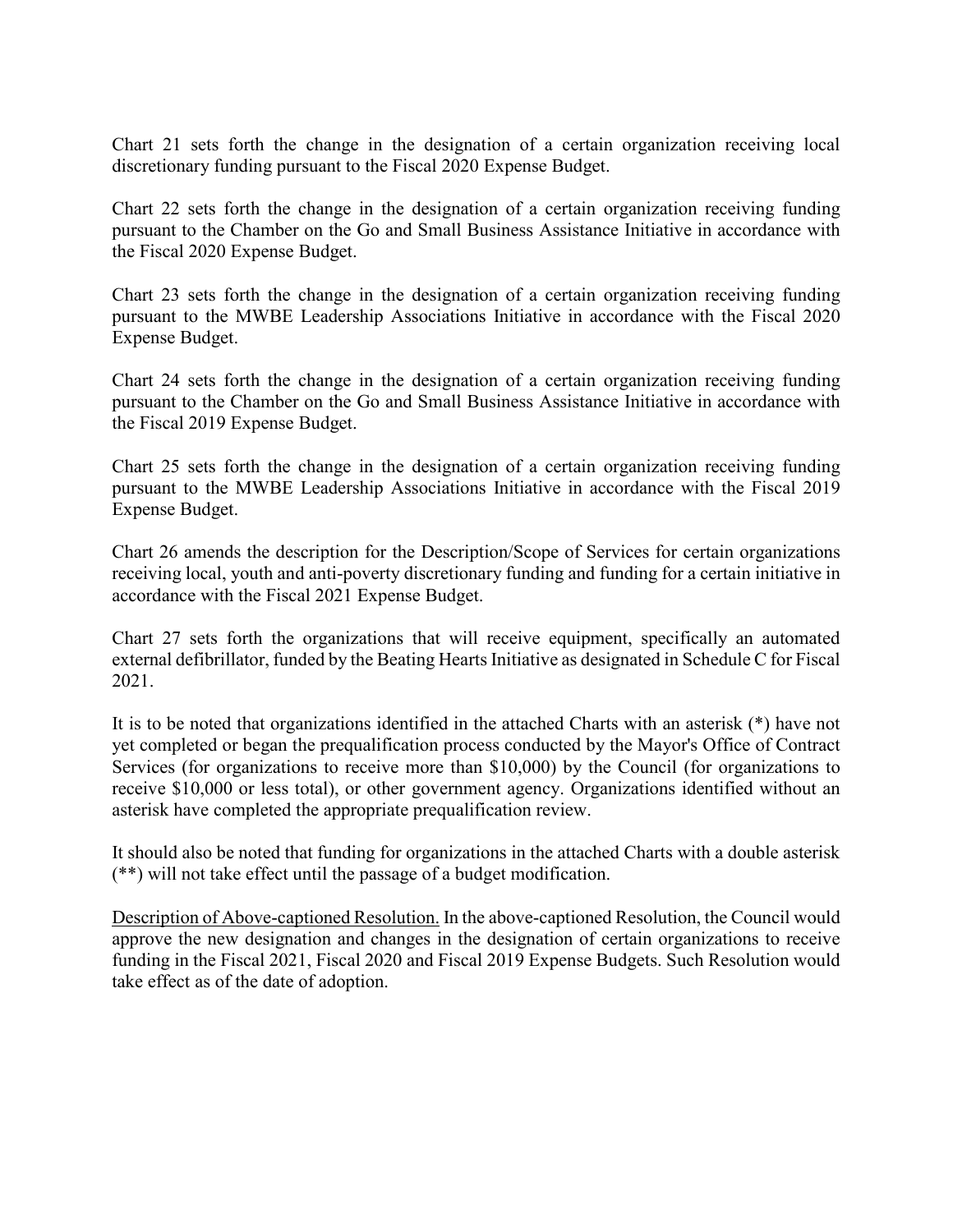Chart 21 sets forth the change in the designation of a certain organization receiving local discretionary funding pursuant to the Fiscal 2020 Expense Budget.

Chart 22 sets forth the change in the designation of a certain organization receiving funding pursuant to the Chamber on the Go and Small Business Assistance Initiative in accordance with the Fiscal 2020 Expense Budget.

Chart 23 sets forth the change in the designation of a certain organization receiving funding pursuant to the MWBE Leadership Associations Initiative in accordance with the Fiscal 2020 Expense Budget.

Chart 24 sets forth the change in the designation of a certain organization receiving funding pursuant to the Chamber on the Go and Small Business Assistance Initiative in accordance with the Fiscal 2019 Expense Budget.

Chart 25 sets forth the change in the designation of a certain organization receiving funding pursuant to the MWBE Leadership Associations Initiative in accordance with the Fiscal 2019 Expense Budget.

Chart 26 amends the description for the Description/Scope of Services for certain organizations receiving local, youth and anti-poverty discretionary funding and funding for a certain initiative in accordance with the Fiscal 2021 Expense Budget.

Chart 27 sets forth the organizations that will receive equipment, specifically an automated external defibrillator, funded by the Beating Hearts Initiative as designated in Schedule C for Fiscal 2021.

It is to be noted that organizations identified in the attached Charts with an asterisk (*) have not yet completed or began the prequalification process conducted by the Mayor's Office of Contract Services (for organizations to receive more than $10,000) by the Council (for organizations to receive $10,000 or less total), or other government agency. Organizations identified without an asterisk have completed the appropriate prequalification review.

It should also be noted that funding for organizations in the attached Charts with a double asterisk (**) will not take effect until the passage of a budget modification.

Description of Above-captioned Resolution. In the above-captioned Resolution, the Council would approve the new designation and changes in the designation of certain organizations to receive funding in the Fiscal 2021, Fiscal 2020 and Fiscal 2019 Expense Budgets. Such Resolution would take effect as of the date of adoption.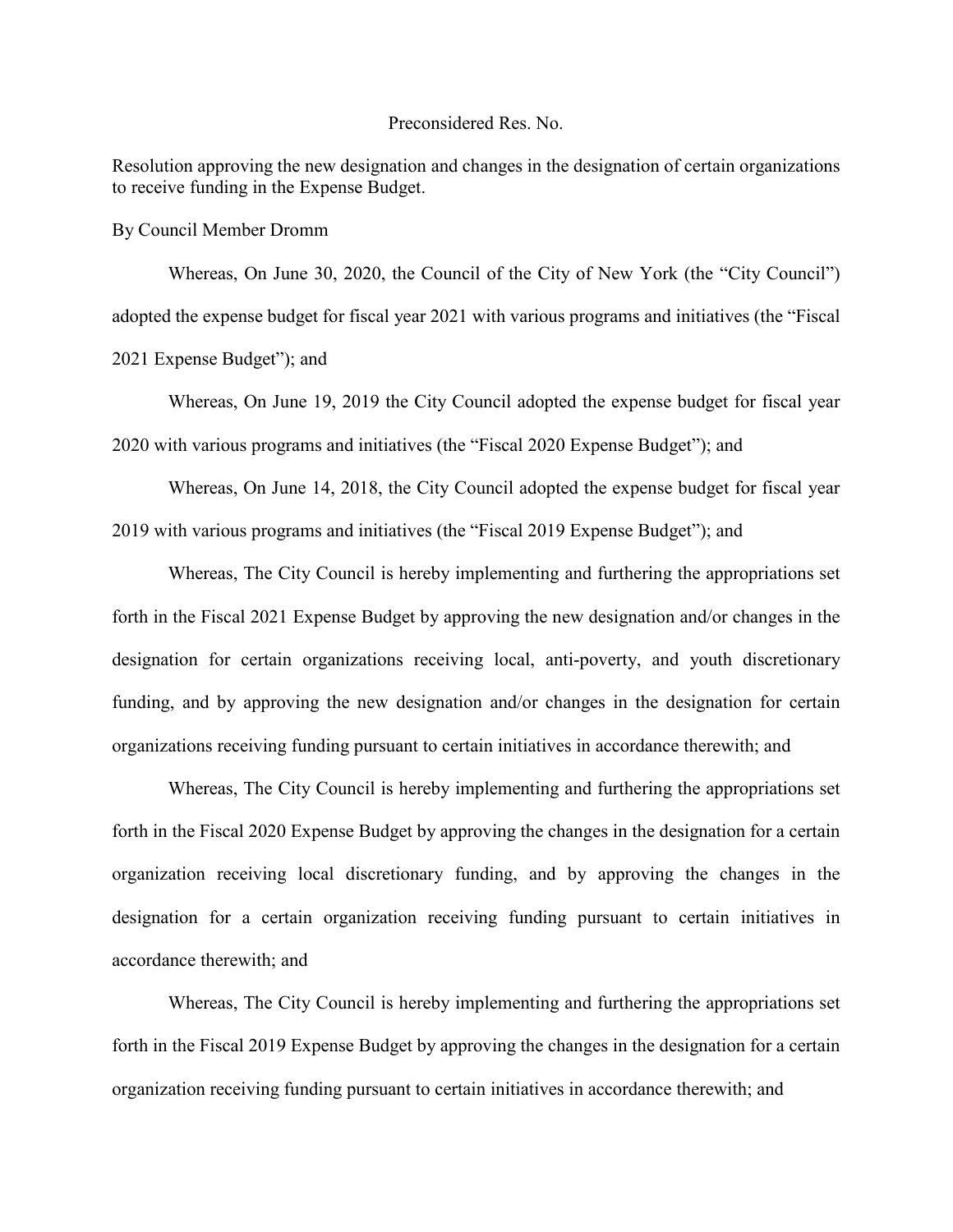Preconsidered Res. No.

Resolution approving the new designation and changes in the designation of certain organizations to receive funding in the Expense Budget.

By Council Member Dromm

Whereas, On June 30, 2020, the Council of the City of New York (the "City Council") adopted the expense budget for fiscal year 2021 with various programs and initiatives (the "Fiscal 2021 Expense Budget"); and

Whereas, On June 19, 2019 the City Council adopted the expense budget for fiscal year 2020 with various programs and initiatives (the "Fiscal 2020 Expense Budget"); and

Whereas, On June 14, 2018, the City Council adopted the expense budget for fiscal year 2019 with various programs and initiatives (the "Fiscal 2019 Expense Budget"); and

Whereas, The City Council is hereby implementing and furthering the appropriations set forth in the Fiscal 2021 Expense Budget by approving the new designation and/or changes in the designation for certain organizations receiving local, anti-poverty, and youth discretionary funding, and by approving the new designation and/or changes in the designation for certain organizations receiving funding pursuant to certain initiatives in accordance therewith; and

Whereas, The City Council is hereby implementing and furthering the appropriations set forth in the Fiscal 2020 Expense Budget by approving the changes in the designation for a certain organization receiving local discretionary funding, and by approving the changes in the designation for a certain organization receiving funding pursuant to certain initiatives in accordance therewith; and

Whereas, The City Council is hereby implementing and furthering the appropriations set forth in the Fiscal 2019 Expense Budget by approving the changes in the designation for a certain organization receiving funding pursuant to certain initiatives in accordance therewith; and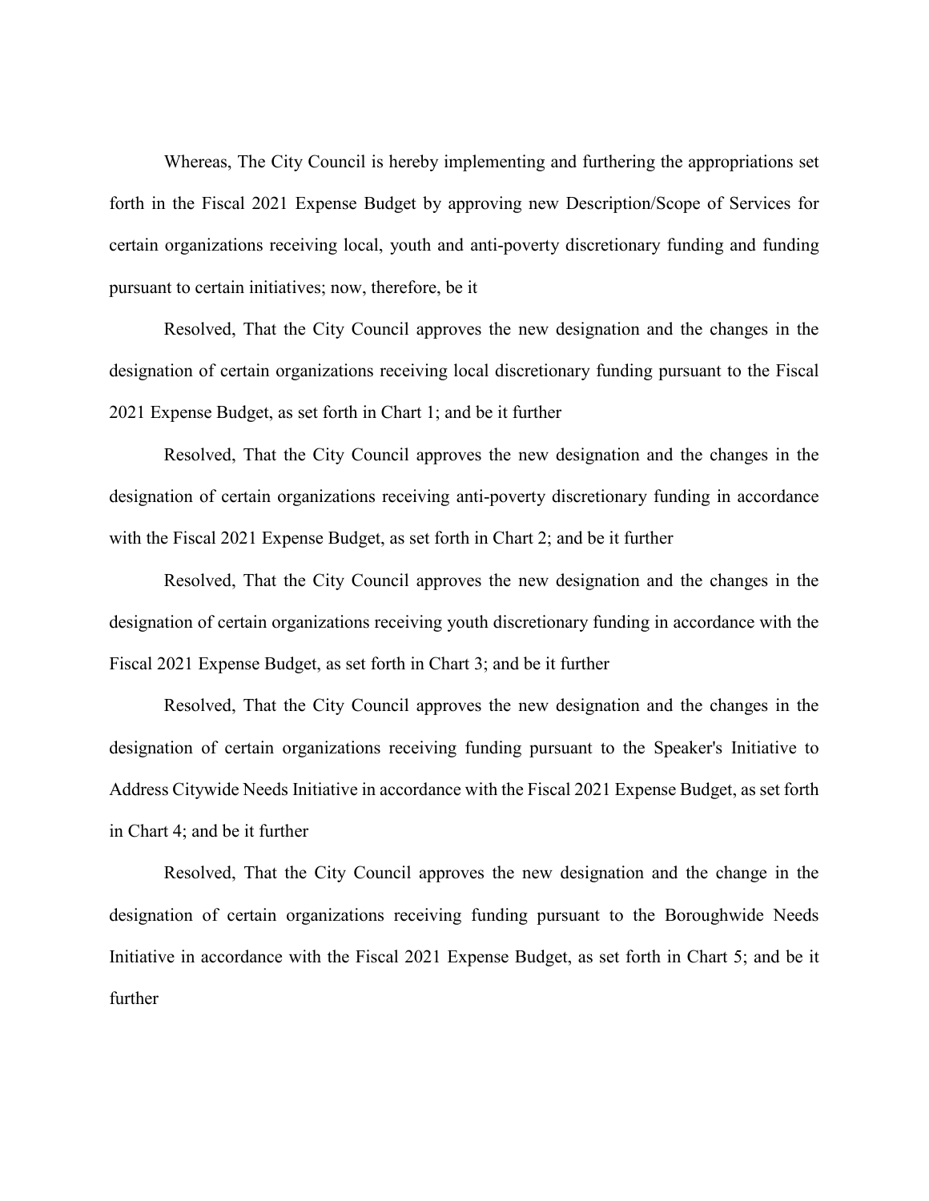Whereas, The City Council is hereby implementing and furthering the appropriations set forth in the Fiscal 2021 Expense Budget by approving new Description/Scope of Services for certain organizations receiving local, youth and anti-poverty discretionary funding and funding pursuant to certain initiatives; now, therefore, be it

Resolved, That the City Council approves the new designation and the changes in the designation of certain organizations receiving local discretionary funding pursuant to the Fiscal 2021 Expense Budget, as set forth in Chart 1; and be it further

Resolved, That the City Council approves the new designation and the changes in the designation of certain organizations receiving anti-poverty discretionary funding in accordance with the Fiscal 2021 Expense Budget, as set forth in Chart 2; and be it further

Resolved, That the City Council approves the new designation and the changes in the designation of certain organizations receiving youth discretionary funding in accordance with the Fiscal 2021 Expense Budget, as set forth in Chart 3; and be it further

Resolved, That the City Council approves the new designation and the changes in the designation of certain organizations receiving funding pursuant to the Speaker's Initiative to Address Citywide Needs Initiative in accordance with the Fiscal 2021 Expense Budget, as set forth in Chart 4; and be it further

Resolved, That the City Council approves the new designation and the change in the designation of certain organizations receiving funding pursuant to the Boroughwide Needs Initiative in accordance with the Fiscal 2021 Expense Budget, as set forth in Chart 5; and be it further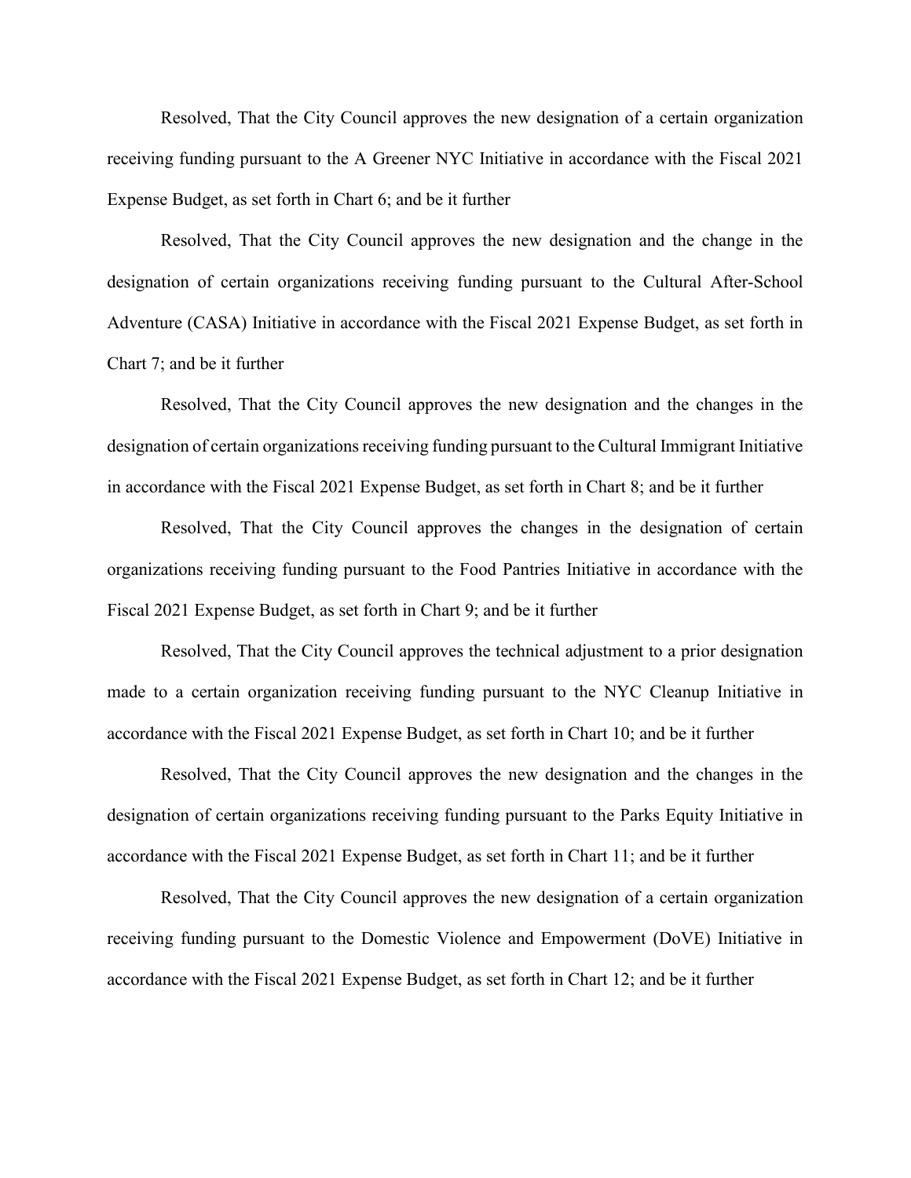Resolved, That the City Council approves the new designation of a certain organization receiving funding pursuant to the A Greener NYC Initiative in accordance with the Fiscal 2021 Expense Budget, as set forth in Chart 6; and be it further

Resolved, That the City Council approves the new designation and the change in the designation of certain organizations receiving funding pursuant to the Cultural After-School Adventure (CASA) Initiative in accordance with the Fiscal 2021 Expense Budget, as set forth in Chart 7; and be it further

Resolved, That the City Council approves the new designation and the changes in the designation of certain organizations receiving funding pursuant to the Cultural Immigrant Initiative in accordance with the Fiscal 2021 Expense Budget, as set forth in Chart 8; and be it further

Resolved, That the City Council approves the changes in the designation of certain organizations receiving funding pursuant to the Food Pantries Initiative in accordance with the Fiscal 2021 Expense Budget, as set forth in Chart 9; and be it further

Resolved, That the City Council approves the technical adjustment to a prior designation made to a certain organization receiving funding pursuant to the NYC Cleanup Initiative in accordance with the Fiscal 2021 Expense Budget, as set forth in Chart 10; and be it further

Resolved, That the City Council approves the new designation and the changes in the designation of certain organizations receiving funding pursuant to the Parks Equity Initiative in accordance with the Fiscal 2021 Expense Budget, as set forth in Chart 11; and be it further

Resolved, That the City Council approves the new designation of a certain organization receiving funding pursuant to the Domestic Violence and Empowerment (DoVE) Initiative in accordance with the Fiscal 2021 Expense Budget, as set forth in Chart 12; and be it further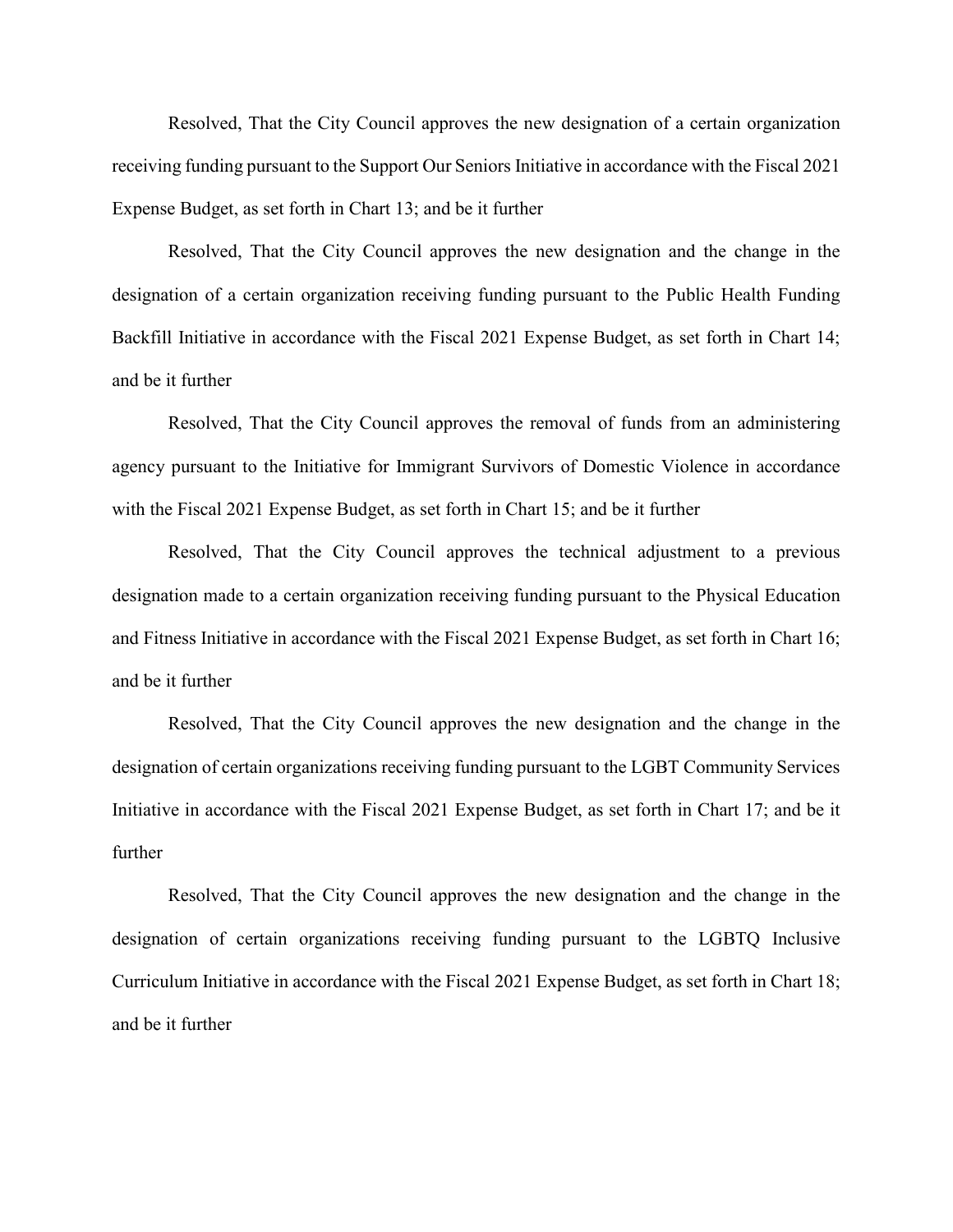Resolved, That the City Council approves the new designation of a certain organization receiving funding pursuant to the Support Our Seniors Initiative in accordance with the Fiscal 2021 Expense Budget, as set forth in Chart 13; and be it further

Resolved, That the City Council approves the new designation and the change in the designation of a certain organization receiving funding pursuant to the Public Health Funding Backfill Initiative in accordance with the Fiscal 2021 Expense Budget, as set forth in Chart 14; and be it further

Resolved, That the City Council approves the removal of funds from an administering agency pursuant to the Initiative for Immigrant Survivors of Domestic Violence in accordance with the Fiscal 2021 Expense Budget, as set forth in Chart 15; and be it further

Resolved, That the City Council approves the technical adjustment to a previous designation made to a certain organization receiving funding pursuant to the Physical Education and Fitness Initiative in accordance with the Fiscal 2021 Expense Budget, as set forth in Chart 16; and be it further

Resolved, That the City Council approves the new designation and the change in the designation of certain organizations receiving funding pursuant to the LGBT Community Services Initiative in accordance with the Fiscal 2021 Expense Budget, as set forth in Chart 17; and be it further

Resolved, That the City Council approves the new designation and the change in the designation of certain organizations receiving funding pursuant to the LGBTQ Inclusive Curriculum Initiative in accordance with the Fiscal 2021 Expense Budget, as set forth in Chart 18; and be it further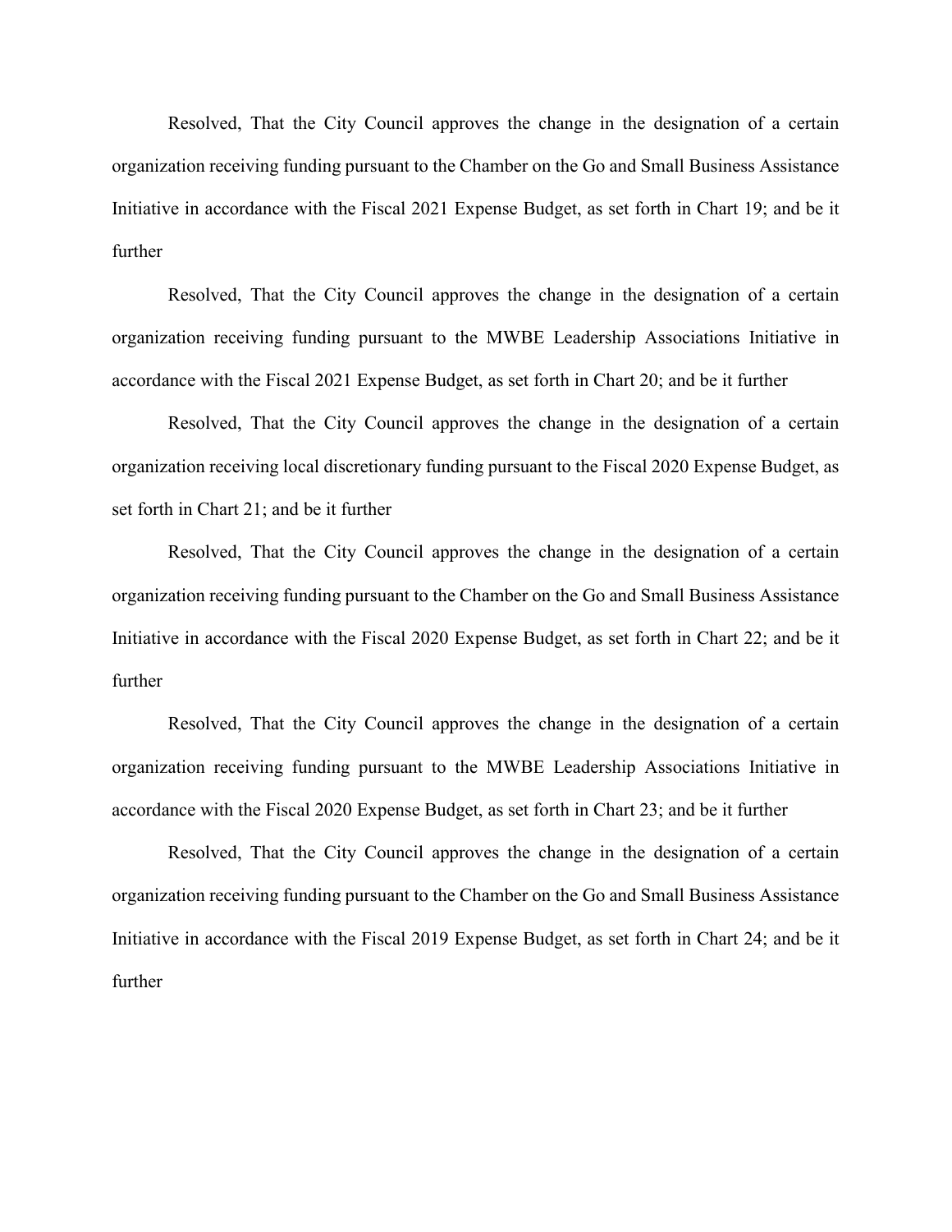Resolved, That the City Council approves the change in the designation of a certain organization receiving funding pursuant to the Chamber on the Go and Small Business Assistance Initiative in accordance with the Fiscal 2021 Expense Budget, as set forth in Chart 19; and be it further

Resolved, That the City Council approves the change in the designation of a certain organization receiving funding pursuant to the MWBE Leadership Associations Initiative in accordance with the Fiscal 2021 Expense Budget, as set forth in Chart 20; and be it further

Resolved, That the City Council approves the change in the designation of a certain organization receiving local discretionary funding pursuant to the Fiscal 2020 Expense Budget, as set forth in Chart 21; and be it further

Resolved, That the City Council approves the change in the designation of a certain organization receiving funding pursuant to the Chamber on the Go and Small Business Assistance Initiative in accordance with the Fiscal 2020 Expense Budget, as set forth in Chart 22; and be it further

Resolved, That the City Council approves the change in the designation of a certain organization receiving funding pursuant to the MWBE Leadership Associations Initiative in accordance with the Fiscal 2020 Expense Budget, as set forth in Chart 23; and be it further

Resolved, That the City Council approves the change in the designation of a certain organization receiving funding pursuant to the Chamber on the Go and Small Business Assistance Initiative in accordance with the Fiscal 2019 Expense Budget, as set forth in Chart 24; and be it further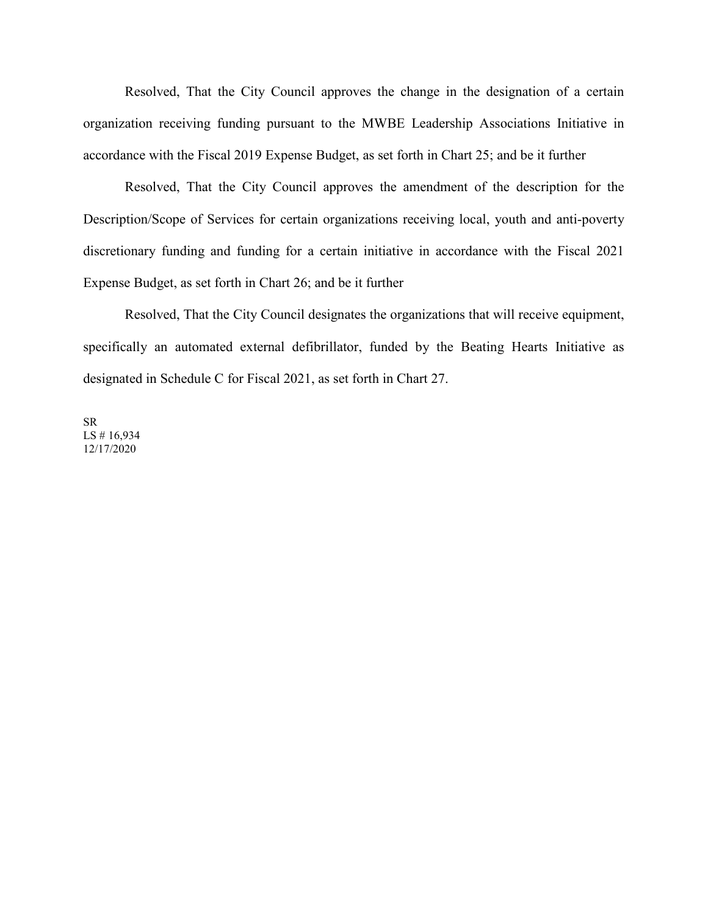Resolved, That the City Council approves the change in the designation of a certain organization receiving funding pursuant to the MWBE Leadership Associations Initiative in accordance with the Fiscal 2019 Expense Budget, as set forth in Chart 25; and be it further

Resolved, That the City Council approves the amendment of the description for the Description/Scope of Services for certain organizations receiving local, youth and anti-poverty discretionary funding and funding for a certain initiative in accordance with the Fiscal 2021 Expense Budget, as set forth in Chart 26; and be it further

Resolved, That the City Council designates the organizations that will receive equipment, specifically an automated external defibrillator, funded by the Beating Hearts Initiative as designated in Schedule C for Fiscal 2021, as set forth in Chart 27.

SR
LS # 16,934
12/17/2020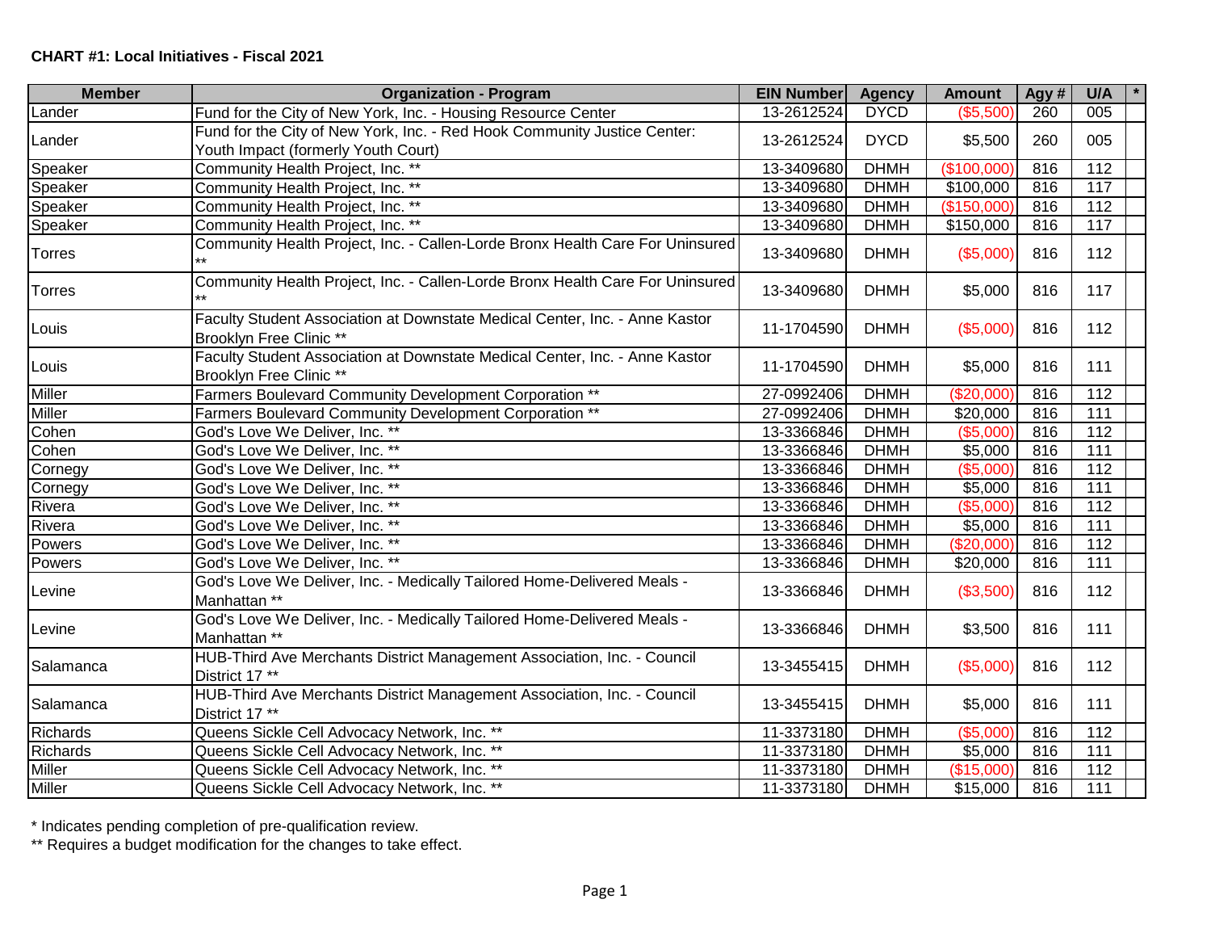**CHART #1: Local Initiatives - Fiscal 2021**

| Member | Organization - Program | EIN Number | Agency | Amount | Agy # | U/A | * |
|---|---|---|---|---|---|---|---|
| Lander | Fund for the City of New York, Inc. - Housing Resource Center | 13-2612524 | DYCD | ($5,500) | 260 | 005 | |
| Lander | Fund for the City of New York, Inc. - Red Hook Community Justice Center: Youth Impact (formerly Youth Court) | 13-2612524 | DYCD | $5,500 | 260 | 005 | |
| Speaker | Community Health Project, Inc. ** | 13-3409680 | DHMH | ($100,000) | 816 | 112 | |
| Speaker | Community Health Project, Inc. ** | 13-3409680 | DHMH | $100,000 | 816 | 117 | |
| Speaker | Community Health Project, Inc. ** | 13-3409680 | DHMH | ($150,000) | 816 | 112 | |
| Speaker | Community Health Project, Inc. ** | 13-3409680 | DHMH | $150,000 | 816 | 117 | |
| Torres | Community Health Project, Inc. - Callen-Lorde Bronx Health Care For Uninsured ** | 13-3409680 | DHMH | ($5,000) | 816 | 112 | |
| Torres | Community Health Project, Inc. - Callen-Lorde Bronx Health Care For Uninsured ** | 13-3409680 | DHMH | $5,000 | 816 | 117 | |
| Louis | Faculty Student Association at Downstate Medical Center, Inc. - Anne Kastor Brooklyn Free Clinic ** | 11-1704590 | DHMH | ($5,000) | 816 | 112 | |
| Louis | Faculty Student Association at Downstate Medical Center, Inc. - Anne Kastor Brooklyn Free Clinic ** | 11-1704590 | DHMH | $5,000 | 816 | 111 | |
| Miller | Farmers Boulevard Community Development Corporation ** | 27-0992406 | DHMH | ($20,000) | 816 | 112 | |
| Miller | Farmers Boulevard Community Development Corporation ** | 27-0992406 | DHMH | $20,000 | 816 | 111 | |
| Cohen | God's Love We Deliver, Inc. ** | 13-3366846 | DHMH | ($5,000) | 816 | 112 | |
| Cohen | God's Love We Deliver, Inc. ** | 13-3366846 | DHMH | $5,000 | 816 | 111 | |
| Cornegy | God's Love We Deliver, Inc. ** | 13-3366846 | DHMH | ($5,000) | 816 | 112 | |
| Cornegy | God's Love We Deliver, Inc. ** | 13-3366846 | DHMH | $5,000 | 816 | 111 | |
| Rivera | God's Love We Deliver, Inc. ** | 13-3366846 | DHMH | ($5,000) | 816 | 112 | |
| Rivera | God's Love We Deliver, Inc. ** | 13-3366846 | DHMH | $5,000 | 816 | 111 | |
| Powers | God's Love We Deliver, Inc. ** | 13-3366846 | DHMH | ($20,000) | 816 | 112 | |
| Powers | God's Love We Deliver, Inc. ** | 13-3366846 | DHMH | $20,000 | 816 | 111 | |
| Levine | God's Love We Deliver, Inc. - Medically Tailored Home-Delivered Meals - Manhattan ** | 13-3366846 | DHMH | ($3,500) | 816 | 112 | |
| Levine | God's Love We Deliver, Inc. - Medically Tailored Home-Delivered Meals - Manhattan ** | 13-3366846 | DHMH | $3,500 | 816 | 111 | |
| Salamanca | HUB-Third Ave Merchants District Management Association, Inc. - Council District 17 ** | 13-3455415 | DHMH | ($5,000) | 816 | 112 | |
| Salamanca | HUB-Third Ave Merchants District Management Association, Inc. - Council District 17 ** | 13-3455415 | DHMH | $5,000 | 816 | 111 | |
| Richards | Queens Sickle Cell Advocacy Network, Inc. ** | 11-3373180 | DHMH | ($5,000) | 816 | 112 | |
| Richards | Queens Sickle Cell Advocacy Network, Inc. ** | 11-3373180 | DHMH | $5,000 | 816 | 111 | |
| Miller | Queens Sickle Cell Advocacy Network, Inc. ** | 11-3373180 | DHMH | ($15,000) | 816 | 112 | |
| Miller | Queens Sickle Cell Advocacy Network, Inc. ** | 11-3373180 | DHMH | $15,000 | 816 | 111 | |

\* Indicates pending completion of pre-qualification review.

** Requires a budget modification for the changes to take effect.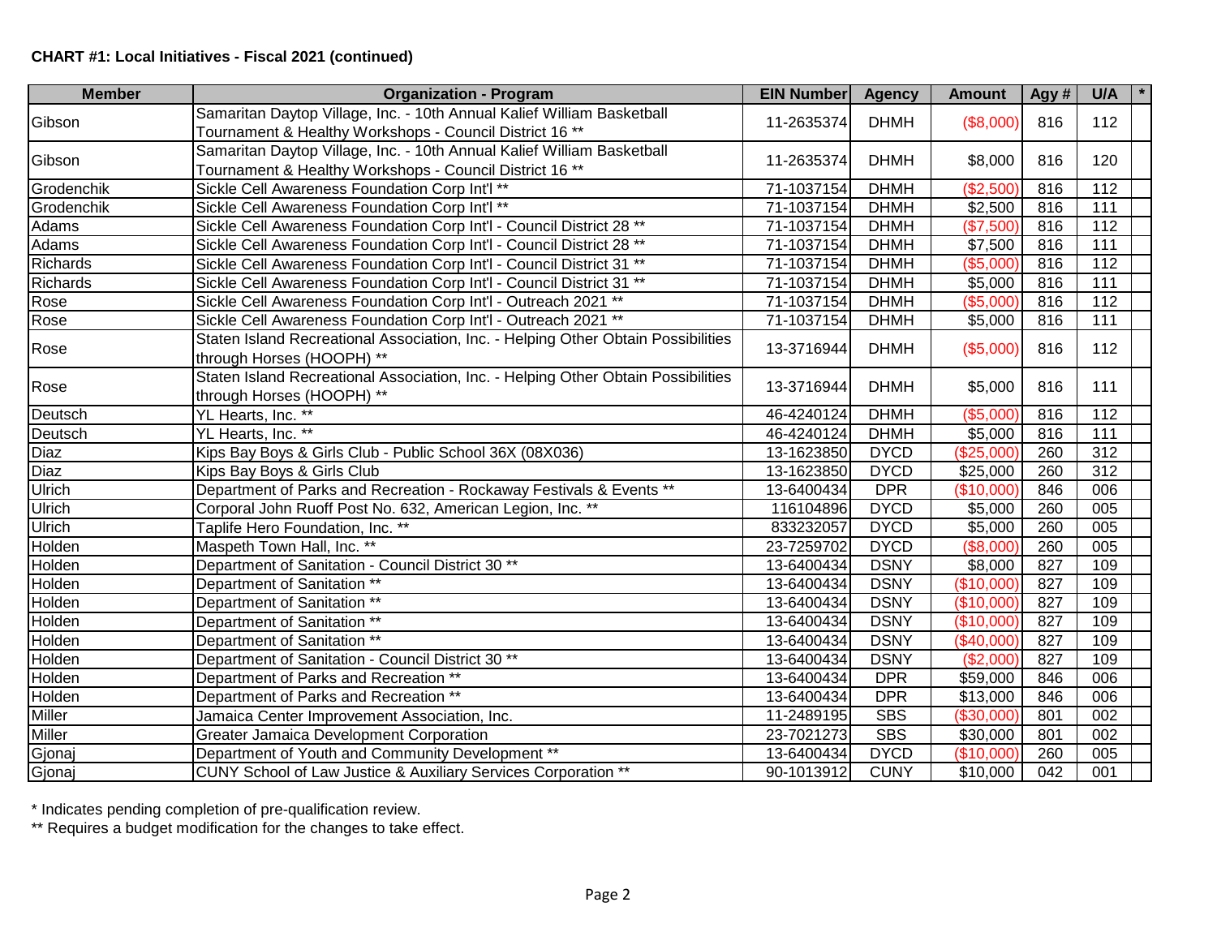**CHART #1: Local Initiatives - Fiscal 2021 (continued)**

| Member | Organization - Program | EIN Number | Agency | Amount | Agy # | U/A | * |
|---|---|---|---|---|---|---|---|
| Gibson | Samaritan Daytop Village, Inc. - 10th Annual Kalief William Basketball Tournament & Healthy Workshops - Council District 16 ** | 11-2635374 | DHMH | ($8,000) | 816 | 112 | |
| Gibson | Samaritan Daytop Village, Inc. - 10th Annual Kalief William Basketball Tournament & Healthy Workshops - Council District 16 ** | 11-2635374 | DHMH | $8,000 | 816 | 120 | |
| Grodenchik | Sickle Cell Awareness Foundation Corp Int'l ** | 71-1037154 | DHMH | ($2,500) | 816 | 112 | |
| Grodenchik | Sickle Cell Awareness Foundation Corp Int'l ** | 71-1037154 | DHMH | $2,500 | 816 | 111 | |
| Adams | Sickle Cell Awareness Foundation Corp Int'l - Council District 28 ** | 71-1037154 | DHMH | ($7,500) | 816 | 112 | |
| Adams | Sickle Cell Awareness Foundation Corp Int'l - Council District 28 ** | 71-1037154 | DHMH | $7,500 | 816 | 111 | |
| Richards | Sickle Cell Awareness Foundation Corp Int'l - Council District 31 ** | 71-1037154 | DHMH | ($5,000) | 816 | 112 | |
| Richards | Sickle Cell Awareness Foundation Corp Int'l - Council District 31 ** | 71-1037154 | DHMH | $5,000 | 816 | 111 | |
| Rose | Sickle Cell Awareness Foundation Corp Int'l - Outreach 2021 ** | 71-1037154 | DHMH | ($5,000) | 816 | 112 | |
| Rose | Sickle Cell Awareness Foundation Corp Int'l - Outreach 2021 ** | 71-1037154 | DHMH | $5,000 | 816 | 111 | |
| Rose | Staten Island Recreational Association, Inc. - Helping Other Obtain Possibilities through Horses (HOOPH) ** | 13-3716944 | DHMH | ($5,000) | 816 | 112 | |
| Rose | Staten Island Recreational Association, Inc. - Helping Other Obtain Possibilities through Horses (HOOPH) ** | 13-3716944 | DHMH | $5,000 | 816 | 111 | |
| Deutsch | YL Hearts, Inc. ** | 46-4240124 | DHMH | ($5,000) | 816 | 112 | |
| Deutsch | YL Hearts, Inc. ** | 46-4240124 | DHMH | $5,000 | 816 | 111 | |
| Diaz | Kips Bay Boys & Girls Club - Public School 36X (08X036) | 13-1623850 | DYCD | ($25,000) | 260 | 312 | |
| Diaz | Kips Bay Boys & Girls Club | 13-1623850 | DYCD | $25,000 | 260 | 312 | |
| Ulrich | Department of Parks and Recreation - Rockaway Festivals & Events ** | 13-6400434 | DPR | ($10,000) | 846 | 006 | |
| Ulrich | Corporal John Ruoff Post No. 632, American Legion, Inc. ** | 116104896 | DYCD | $5,000 | 260 | 005 | |
| Ulrich | Taplife Hero Foundation, Inc. ** | 833232057 | DYCD | $5,000 | 260 | 005 | |
| Holden | Maspeth Town Hall, Inc. ** | 23-7259702 | DYCD | ($8,000) | 260 | 005 | |
| Holden | Department of Sanitation - Council District 30 ** | 13-6400434 | DSNY | $8,000 | 827 | 109 | |
| Holden | Department of Sanitation ** | 13-6400434 | DSNY | ($10,000) | 827 | 109 | |
| Holden | Department of Sanitation ** | 13-6400434 | DSNY | ($10,000) | 827 | 109 | |
| Holden | Department of Sanitation ** | 13-6400434 | DSNY | ($10,000) | 827 | 109 | |
| Holden | Department of Sanitation ** | 13-6400434 | DSNY | ($40,000) | 827 | 109 | |
| Holden | Department of Sanitation - Council District 30 ** | 13-6400434 | DSNY | ($2,000) | 827 | 109 | |
| Holden | Department of Parks and Recreation ** | 13-6400434 | DPR | $59,000 | 846 | 006 | |
| Holden | Department of Parks and Recreation ** | 13-6400434 | DPR | $13,000 | 846 | 006 | |
| Miller | Jamaica Center Improvement Association, Inc. | 11-2489195 | SBS | ($30,000) | 801 | 002 | |
| Miller | Greater Jamaica Development Corporation | 23-7021273 | SBS | $30,000 | 801 | 002 | |
| Gjonaj | Department of Youth and Community Development ** | 13-6400434 | DYCD | ($10,000) | 260 | 005 | |
| Gjonaj | CUNY School of Law Justice & Auxiliary Services Corporation ** | 90-1013912 | CUNY | $10,000 | 042 | 001 | |

* Indicates pending completion of pre-qualification review.

** Requires a budget modification for the changes to take effect.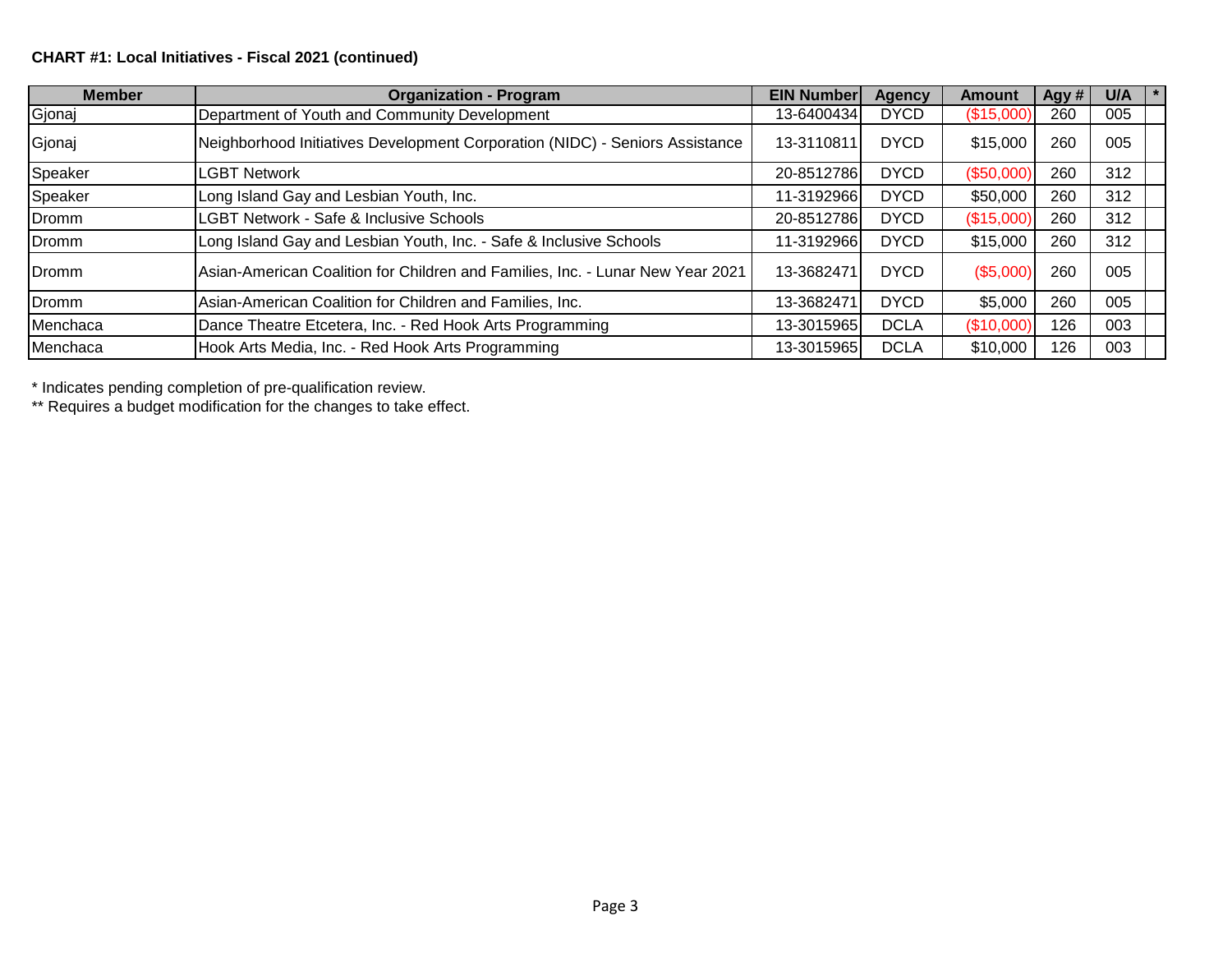**CHART #1: Local Initiatives - Fiscal 2021 (continued)**

| Member | Organization - Program | EIN Number | Agency | Amount | Agy # | U/A | * |
|---|---|---|---|---|---|---|---|
| Gjonaj | Department of Youth and Community Development | 13-6400434 | DYCD | ($15,000) | 260 | 005 | |
| Gjonaj | Neighborhood Initiatives Development Corporation (NIDC) - Seniors Assistance | 13-3110811 | DYCD | $15,000 | 260 | 005 | |
| Speaker | LGBT Network | 20-8512786 | DYCD | ($50,000) | 260 | 312 | |
| Speaker | Long Island Gay and Lesbian Youth, Inc. | 11-3192966 | DYCD | $50,000 | 260 | 312 | |
| Dromm | LGBT Network - Safe & Inclusive Schools | 20-8512786 | DYCD | ($15,000) | 260 | 312 | |
| Dromm | Long Island Gay and Lesbian Youth, Inc. - Safe & Inclusive Schools | 11-3192966 | DYCD | $15,000 | 260 | 312 | |
| Dromm | Asian-American Coalition for Children and Families, Inc. - Lunar New Year 2021 | 13-3682471 | DYCD | ($5,000) | 260 | 005 | |
| Dromm | Asian-American Coalition for Children and Families, Inc. | 13-3682471 | DYCD | $5,000 | 260 | 005 | |
| Menchaca | Dance Theatre Etcetera, Inc. - Red Hook Arts Programming | 13-3015965 | DCLA | ($10,000) | 126 | 003 | |
| Menchaca | Hook Arts Media, Inc. - Red Hook Arts Programming | 13-3015965 | DCLA | $10,000 | 126 | 003 | |

* Indicates pending completion of pre-qualification review.

** Requires a budget modification for the changes to take effect.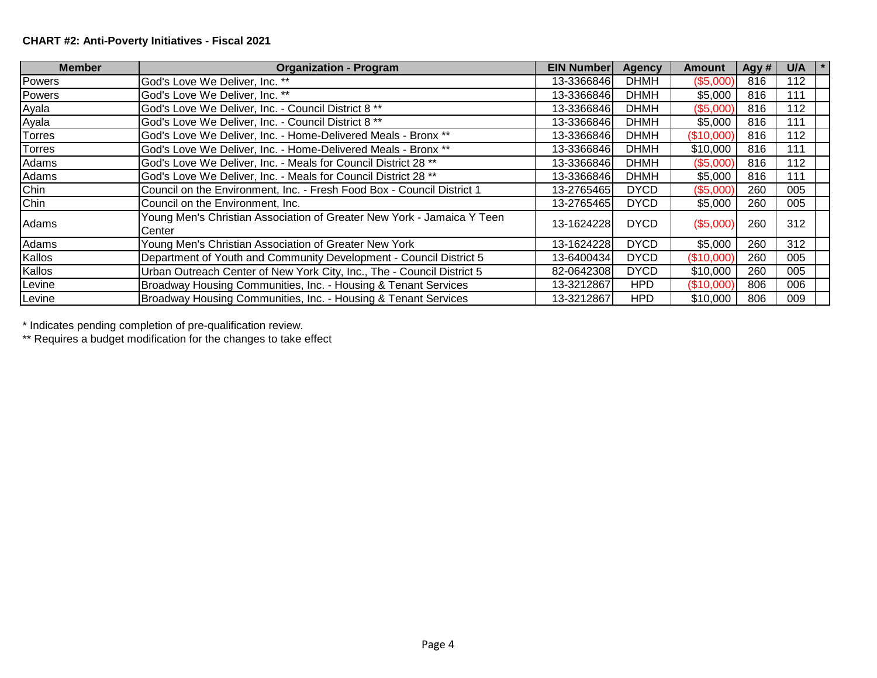**CHART #2: Anti-Poverty Initiatives - Fiscal 2021**

| Member | Organization - Program | EIN Number | Agency | Amount | Agy # | U/A | * |
|---|---|---|---|---|---|---|---|
| Powers | God's Love We Deliver, Inc. ** | 13-3366846 | DHMH | ($5,000) | 816 | 112 | |
| Powers | God's Love We Deliver, Inc. ** | 13-3366846 | DHMH | $5,000 | 816 | 111 | |
| Ayala | God's Love We Deliver, Inc. - Council District 8 ** | 13-3366846 | DHMH | ($5,000) | 816 | 112 | |
| Ayala | God's Love We Deliver, Inc. - Council District 8 ** | 13-3366846 | DHMH | $5,000 | 816 | 111 | |
| Torres | God's Love We Deliver, Inc. - Home-Delivered Meals - Bronx ** | 13-3366846 | DHMH | ($10,000) | 816 | 112 | |
| Torres | God's Love We Deliver, Inc. - Home-Delivered Meals - Bronx ** | 13-3366846 | DHMH | $10,000 | 816 | 111 | |
| Adams | God's Love We Deliver, Inc. - Meals for Council District 28 ** | 13-3366846 | DHMH | ($5,000) | 816 | 112 | |
| Adams | God's Love We Deliver, Inc. - Meals for Council District 28 ** | 13-3366846 | DHMH | $5,000 | 816 | 111 | |
| Chin | Council on the Environment, Inc. - Fresh Food Box - Council District 1 | 13-2765465 | DYCD | ($5,000) | 260 | 005 | |
| Chin | Council on the Environment, Inc. | 13-2765465 | DYCD | $5,000 | 260 | 005 | |
| Adams | Young Men's Christian Association of Greater New York - Jamaica Y Teen Center | 13-1624228 | DYCD | ($5,000) | 260 | 312 | |
| Adams | Young Men's Christian Association of Greater New York | 13-1624228 | DYCD | $5,000 | 260 | 312 | |
| Kallos | Department of Youth and Community Development - Council District 5 | 13-6400434 | DYCD | ($10,000) | 260 | 005 | |
| Kallos | Urban Outreach Center of New York City, Inc., The - Council District 5 | 82-0642308 | DYCD | $10,000 | 260 | 005 | |
| Levine | Broadway Housing Communities, Inc. - Housing & Tenant Services | 13-3212867 | HPD | ($10,000) | 806 | 006 | |
| Levine | Broadway Housing Communities, Inc. - Housing & Tenant Services | 13-3212867 | HPD | $10,000 | 806 | 009 | |

* Indicates pending completion of pre-qualification review.

** Requires a budget modification for the changes to take effect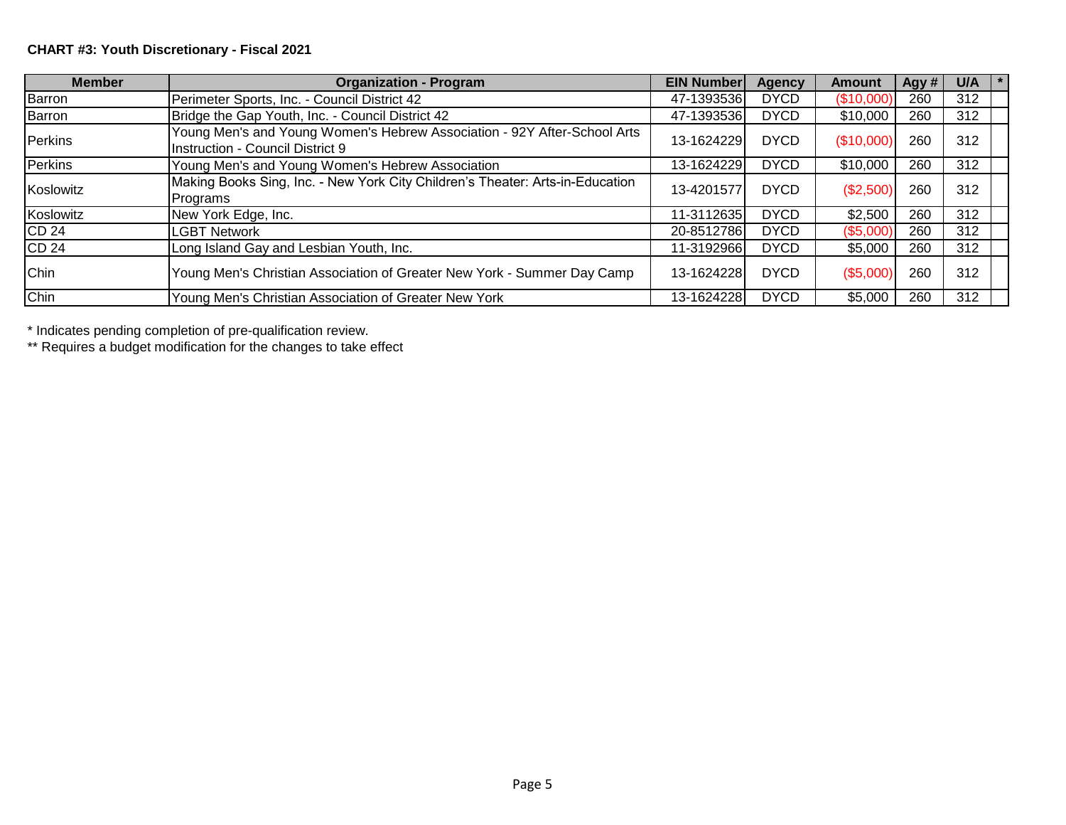**CHART #3: Youth Discretionary - Fiscal 2021**

| Member | Organization - Program | EIN Number | Agency | Amount | Agy # | U/A | * |
|---|---|---|---|---|---|---|---|
| Barron | Perimeter Sports, Inc. - Council District 42 | 47-1393536 | DYCD | ($10,000) | 260 | 312 | |
| Barron | Bridge the Gap Youth, Inc. - Council District 42 | 47-1393536 | DYCD | $10,000 | 260 | 312 | |
| Perkins | Young Men's and Young Women's Hebrew Association - 92Y After-School Arts Instruction - Council District 9 | 13-1624229 | DYCD | ($10,000) | 260 | 312 | |
| Perkins | Young Men's and Young Women's Hebrew Association | 13-1624229 | DYCD | $10,000 | 260 | 312 | |
| Koslowitz | Making Books Sing, Inc. - New York City Children's Theater: Arts-in-Education Programs | 13-4201577 | DYCD | ($2,500) | 260 | 312 | |
| Koslowitz | New York Edge, Inc. | 11-3112635 | DYCD | $2,500 | 260 | 312 | |
| CD 24 | LGBT Network | 20-8512786 | DYCD | ($5,000) | 260 | 312 | |
| CD 24 | Long Island Gay and Lesbian Youth, Inc. | 11-3192966 | DYCD | $5,000 | 260 | 312 | |
| Chin | Young Men's Christian Association of Greater New York - Summer Day Camp | 13-1624228 | DYCD | ($5,000) | 260 | 312 | |
| Chin | Young Men's Christian Association of Greater New York | 13-1624228 | DYCD | $5,000 | 260 | 312 | |

* Indicates pending completion of pre-qualification review.

** Requires a budget modification for the changes to take effect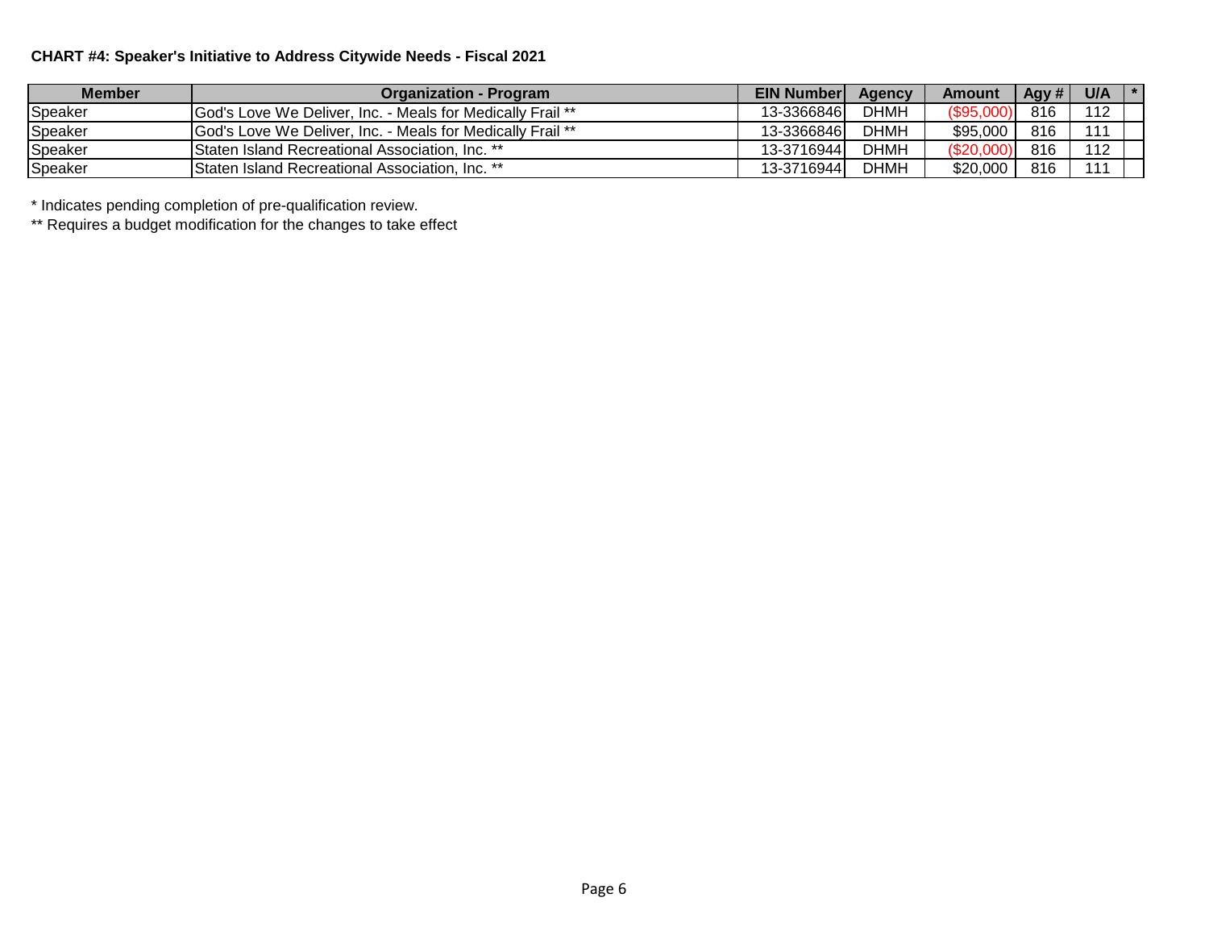**CHART #4: Speaker's Initiative to Address Citywide Needs - Fiscal 2021**

| Member | Organization - Program | EIN Number | Agency | Amount | Agy # | U/A | * |
|---|---|---|---|---|---|---|---|
| Speaker | God's Love We Deliver, Inc. - Meals for Medically Frail ** | 13-3366846 | DHMH | ($95,000) | 816 | 112 | |
| Speaker | God's Love We Deliver, Inc. - Meals for Medically Frail ** | 13-3366846 | DHMH | $95,000 | 816 | 111 | |
| Speaker | Staten Island Recreational Association, Inc. ** | 13-3716944 | DHMH | ($20,000) | 816 | 112 | |
| Speaker | Staten Island Recreational Association, Inc. ** | 13-3716944 | DHMH | $20,000 | 816 | 111 | |

* Indicates pending completion of pre-qualification review.

** Requires a budget modification for the changes to take effect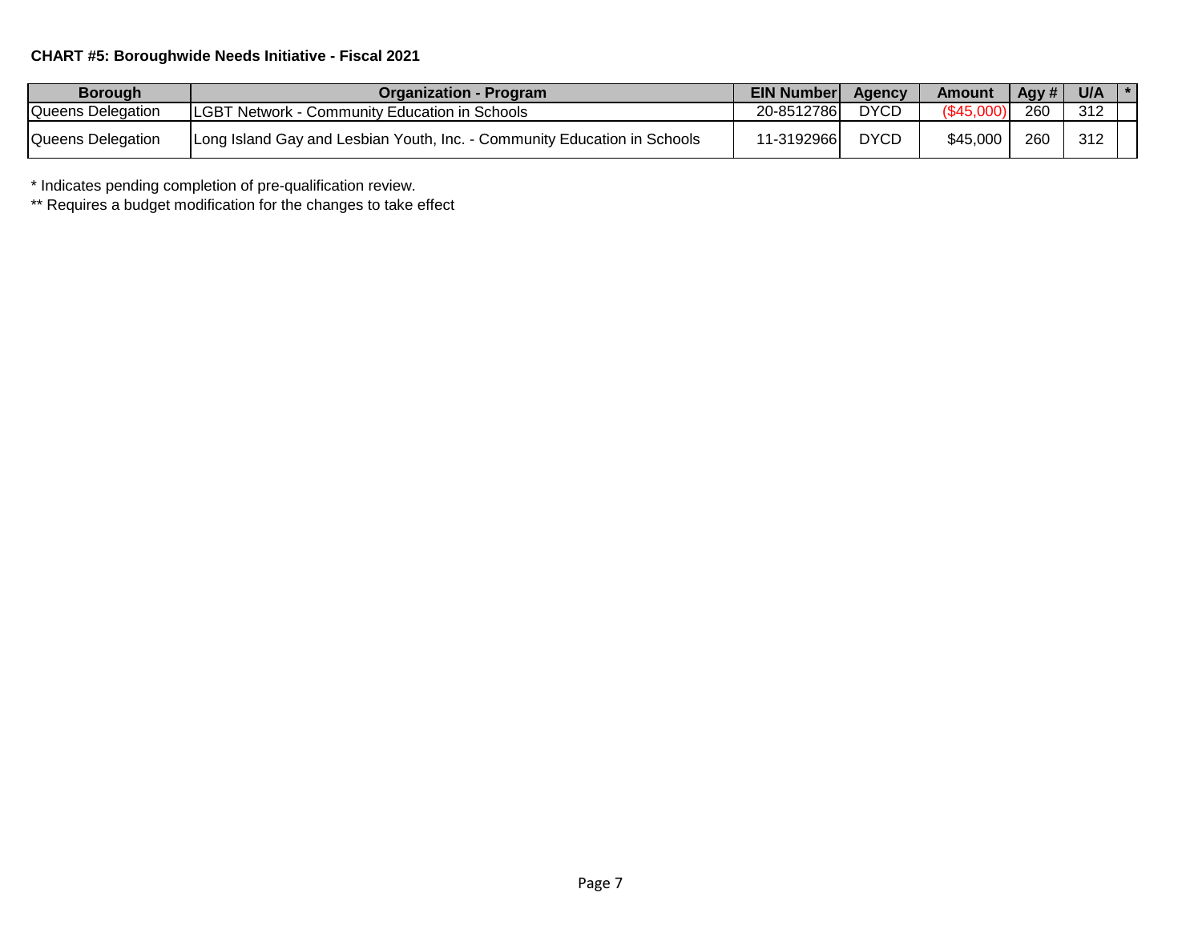**CHART #5: Boroughwide Needs Initiative - Fiscal 2021**

| Borough | Organization - Program | EIN Number | Agency | Amount | Agy # | U/A | * |
|---|---|---|---|---|---|---|---|
| Queens Delegation | LGBT Network - Community Education in Schools | 20-8512786 | DYCD | ($45,000) | 260 | 312 | |
| Queens Delegation | Long Island Gay and Lesbian Youth, Inc. - Community Education in Schools | 11-3192966 | DYCD | $45,000 | 260 | 312 | |

* Indicates pending completion of pre-qualification review.

** Requires a budget modification for the changes to take effect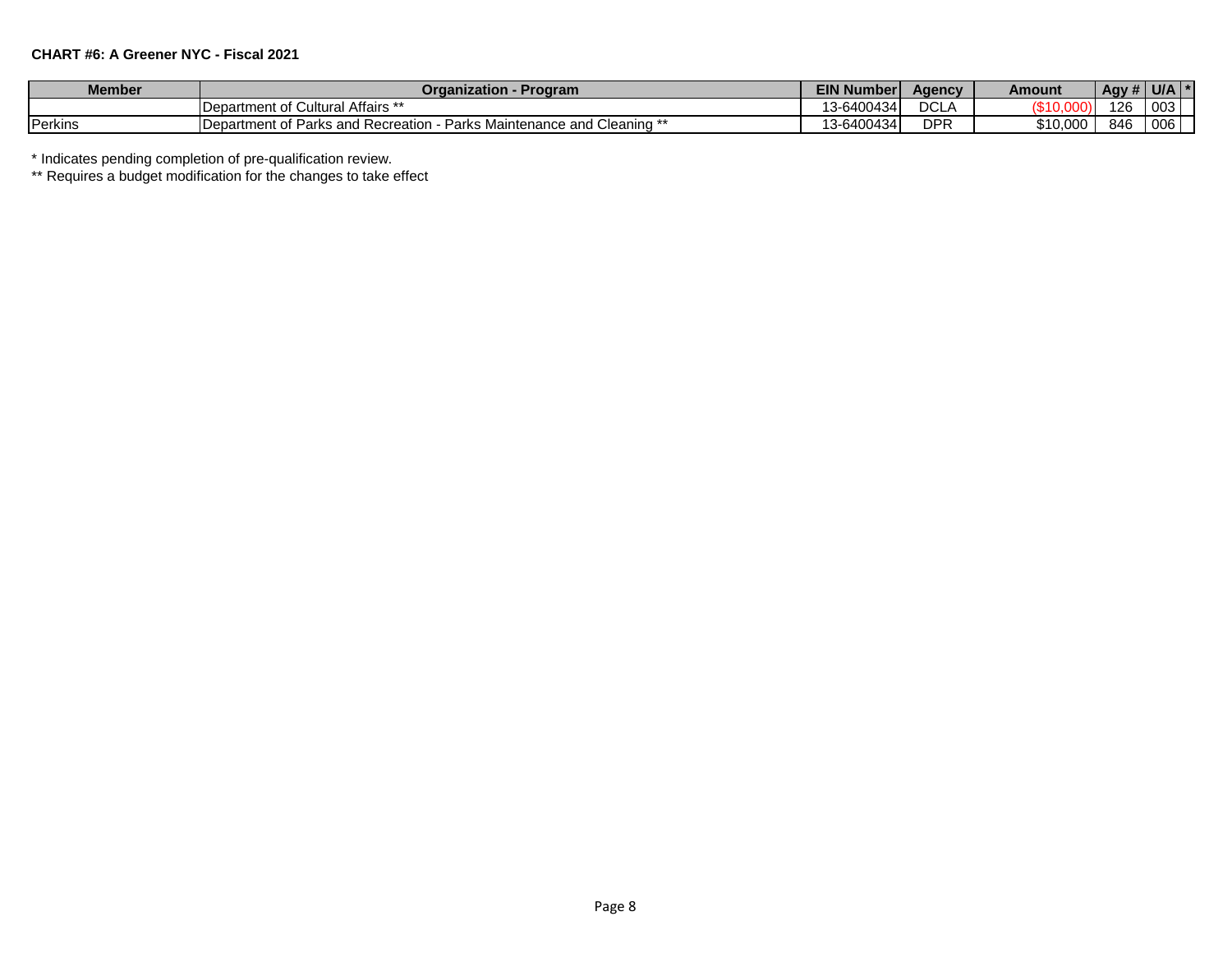**CHART #6: A Greener NYC - Fiscal 2021**

| Member | Organization - Program | EIN Number | Agency | Amount | Agy # | U/A | * |
|---|---|---|---|---|---|---|---|
| | Department of Cultural Affairs ** | 13-6400434 | DCLA | ($10,000) | 126 | 003 | |
| Perkins | Department of Parks and Recreation - Parks Maintenance and Cleaning ** | 13-6400434 | DPR | $10,000 | 846 | 006 | |

* Indicates pending completion of pre-qualification review.

** Requires a budget modification for the changes to take effect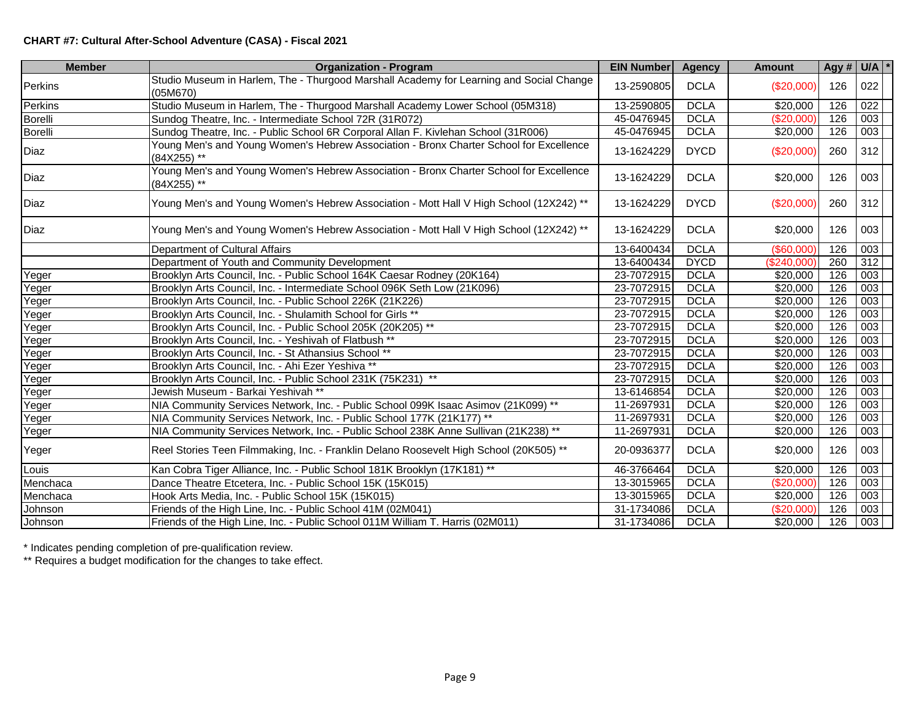**CHART #7: Cultural After-School Adventure (CASA) - Fiscal 2021**

| Member | Organization - Program | EIN Number | Agency | Amount | Agy # | U/A | * |
|---|---|---|---|---|---|---|---|
| Perkins | Studio Museum in Harlem, The - Thurgood Marshall Academy for Learning and Social Change (05M670) | 13-2590805 | DCLA | ($20,000) | 126 | 022 | |
| Perkins | Studio Museum in Harlem, The - Thurgood Marshall Academy Lower School (05M318) | 13-2590805 | DCLA | $20,000 | 126 | 022 | |
| Borelli | Sundog Theatre, Inc. - Intermediate School 72R (31R072) | 45-0476945 | DCLA | ($20,000) | 126 | 003 | |
| Borelli | Sundog Theatre, Inc. - Public School 6R Corporal Allan F. Kivlehan School (31R006) | 45-0476945 | DCLA | $20,000 | 126 | 003 | |
| Diaz | Young Men's and Young Women's Hebrew Association - Bronx Charter School for Excellence (84X255) ** | 13-1624229 | DYCD | ($20,000) | 260 | 312 | |
| Diaz | Young Men's and Young Women's Hebrew Association - Bronx Charter School for Excellence (84X255) ** | 13-1624229 | DCLA | $20,000 | 126 | 003 | |
| Diaz | Young Men's and Young Women's Hebrew Association - Mott Hall V High School (12X242) ** | 13-1624229 | DYCD | ($20,000) | 260 | 312 | |
| Diaz | Young Men's and Young Women's Hebrew Association - Mott Hall V High School (12X242) ** | 13-1624229 | DCLA | $20,000 | 126 | 003 | |
| | Department of Cultural Affairs | 13-6400434 | DCLA | ($60,000) | 126 | 003 | |
| | Department of Youth and Community Development | 13-6400434 | DYCD | ($240,000) | 260 | 312 | |
| Yeger | Brooklyn Arts Council, Inc. - Public School 164K Caesar Rodney (20K164) | 23-7072915 | DCLA | $20,000 | 126 | 003 | |
| Yeger | Brooklyn Arts Council, Inc. - Intermediate School 096K Seth Low (21K096) | 23-7072915 | DCLA | $20,000 | 126 | 003 | |
| Yeger | Brooklyn Arts Council, Inc. - Public School 226K (21K226) | 23-7072915 | DCLA | $20,000 | 126 | 003 | |
| Yeger | Brooklyn Arts Council, Inc. - Shulamith School for Girls ** | 23-7072915 | DCLA | $20,000 | 126 | 003 | |
| Yeger | Brooklyn Arts Council, Inc. - Public School 205K (20K205) ** | 23-7072915 | DCLA | $20,000 | 126 | 003 | |
| Yeger | Brooklyn Arts Council, Inc. - Yeshivah of Flatbush ** | 23-7072915 | DCLA | $20,000 | 126 | 003 | |
| Yeger | Brooklyn Arts Council, Inc. - St Athansius School ** | 23-7072915 | DCLA | $20,000 | 126 | 003 | |
| Yeger | Brooklyn Arts Council, Inc. - Ahi Ezer Yeshiva ** | 23-7072915 | DCLA | $20,000 | 126 | 003 | |
| Yeger | Brooklyn Arts Council, Inc. - Public School 231K (75K231) ** | 23-7072915 | DCLA | $20,000 | 126 | 003 | |
| Yeger | Jewish Museum - Barkai Yeshivah ** | 13-6146854 | DCLA | $20,000 | 126 | 003 | |
| Yeger | NIA Community Services Network, Inc. - Public School 099K Isaac Asimov (21K099) ** | 11-2697931 | DCLA | $20,000 | 126 | 003 | |
| Yeger | NIA Community Services Network, Inc. - Public School 177K (21K177) ** | 11-2697931 | DCLA | $20,000 | 126 | 003 | |
| Yeger | NIA Community Services Network, Inc. - Public School 238K Anne Sullivan (21K238) ** | 11-2697931 | DCLA | $20,000 | 126 | 003 | |
| Yeger | Reel Stories Teen Filmmaking, Inc. - Franklin Delano Roosevelt High School (20K505) ** | 20-0936377 | DCLA | $20,000 | 126 | 003 | |
| Louis | Kan Cobra Tiger Alliance, Inc. - Public School 181K Brooklyn (17K181) ** | 46-3766464 | DCLA | $20,000 | 126 | 003 | |
| Menchaca | Dance Theatre Etcetera, Inc. - Public School 15K (15K015) | 13-3015965 | DCLA | ($20,000) | 126 | 003 | |
| Menchaca | Hook Arts Media, Inc. - Public School 15K (15K015) | 13-3015965 | DCLA | $20,000 | 126 | 003 | |
| Johnson | Friends of the High Line, Inc. - Public School 41M (02M041) | 31-1734086 | DCLA | ($20,000) | 126 | 003 | |
| Johnson | Friends of the High Line, Inc. - Public School 011M William T. Harris (02M011) | 31-1734086 | DCLA | $20,000 | 126 | 003 | |

\* Indicates pending completion of pre-qualification review.

** Requires a budget modification for the changes to take effect.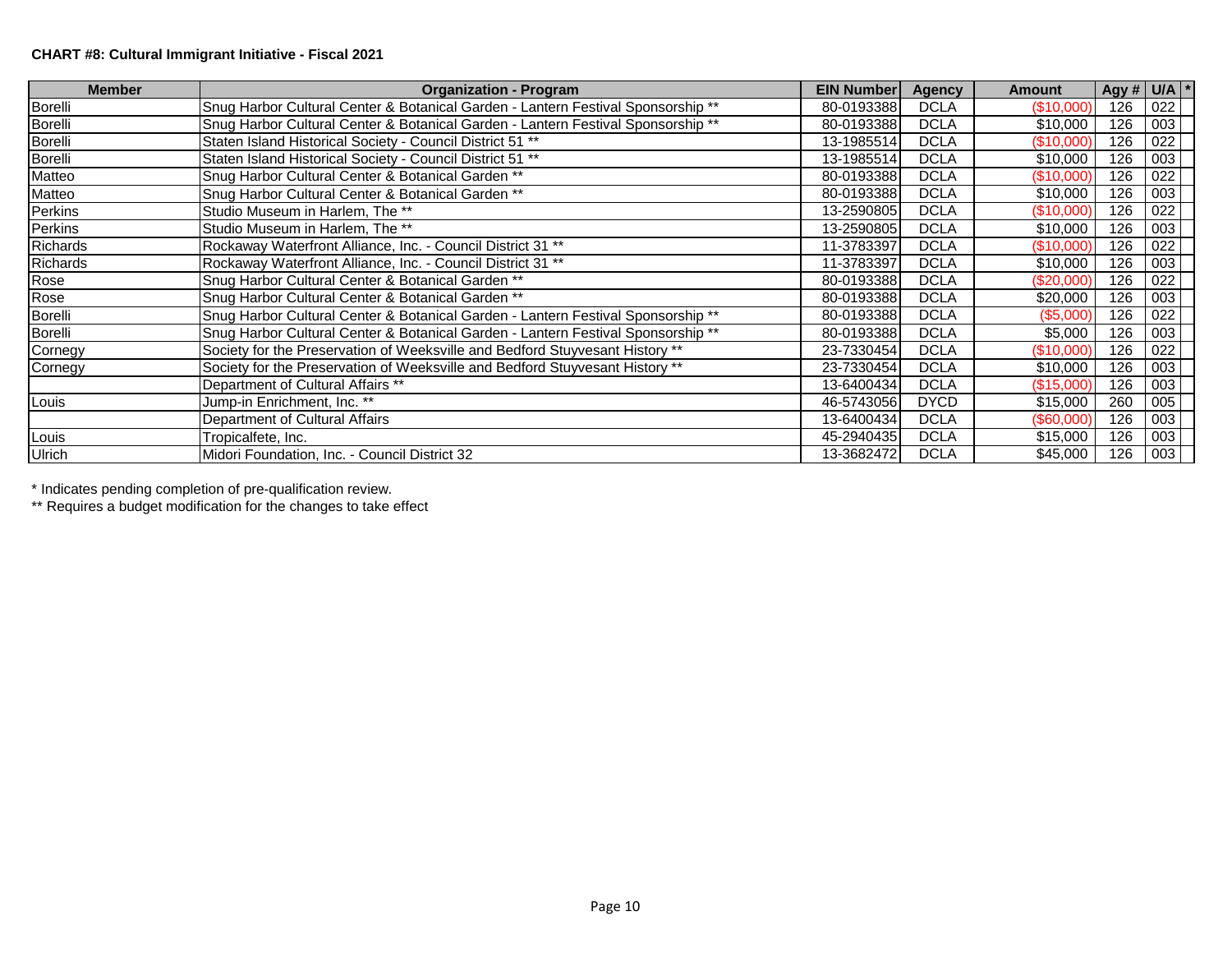**CHART #8: Cultural Immigrant Initiative - Fiscal 2021**

| Member | Organization - Program | EIN Number | Agency | Amount | Agy # | U/A | * |
|---|---|---|---|---|---|---|---|
| Borelli | Snug Harbor Cultural Center & Botanical Garden - Lantern Festival Sponsorship ** | 80-0193388 | DCLA | ($10,000) | 126 | 022 | |
| Borelli | Snug Harbor Cultural Center & Botanical Garden - Lantern Festival Sponsorship ** | 80-0193388 | DCLA | $10,000 | 126 | 003 | |
| Borelli | Staten Island Historical Society - Council District 51 ** | 13-1985514 | DCLA | ($10,000) | 126 | 022 | |
| Borelli | Staten Island Historical Society - Council District 51 ** | 13-1985514 | DCLA | $10,000 | 126 | 003 | |
| Matteo | Snug Harbor Cultural Center & Botanical Garden ** | 80-0193388 | DCLA | ($10,000) | 126 | 022 | |
| Matteo | Snug Harbor Cultural Center & Botanical Garden ** | 80-0193388 | DCLA | $10,000 | 126 | 003 | |
| Perkins | Studio Museum in Harlem, The ** | 13-2590805 | DCLA | ($10,000) | 126 | 022 | |
| Perkins | Studio Museum in Harlem, The ** | 13-2590805 | DCLA | $10,000 | 126 | 003 | |
| Richards | Rockaway Waterfront Alliance, Inc. - Council District 31 ** | 11-3783397 | DCLA | ($10,000) | 126 | 022 | |
| Richards | Rockaway Waterfront Alliance, Inc. - Council District 31 ** | 11-3783397 | DCLA | $10,000 | 126 | 003 | |
| Rose | Snug Harbor Cultural Center & Botanical Garden ** | 80-0193388 | DCLA | ($20,000) | 126 | 022 | |
| Rose | Snug Harbor Cultural Center & Botanical Garden ** | 80-0193388 | DCLA | $20,000 | 126 | 003 | |
| Borelli | Snug Harbor Cultural Center & Botanical Garden - Lantern Festival Sponsorship ** | 80-0193388 | DCLA | ($5,000) | 126 | 022 | |
| Borelli | Snug Harbor Cultural Center & Botanical Garden - Lantern Festival Sponsorship ** | 80-0193388 | DCLA | $5,000 | 126 | 003 | |
| Cornegy | Society for the Preservation of Weeksville and Bedford Stuyvesant History ** | 23-7330454 | DCLA | ($10,000) | 126 | 022 | |
| Cornegy | Society for the Preservation of Weeksville and Bedford Stuyvesant History ** | 23-7330454 | DCLA | $10,000 | 126 | 003 | |
| | Department of Cultural Affairs ** | 13-6400434 | DCLA | ($15,000) | 126 | 003 | |
| Louis | Jump-in Enrichment, Inc. ** | 46-5743056 | DYCD | $15,000 | 260 | 005 | |
| | Department of Cultural Affairs | 13-6400434 | DCLA | ($60,000) | 126 | 003 | |
| Louis | Tropicalfete, Inc. | 45-2940435 | DCLA | $15,000 | 126 | 003 | |
| Ulrich | Midori Foundation, Inc. - Council District 32 | 13-3682472 | DCLA | $45,000 | 126 | 003 | |

* Indicates pending completion of pre-qualification review.

** Requires a budget modification for the changes to take effect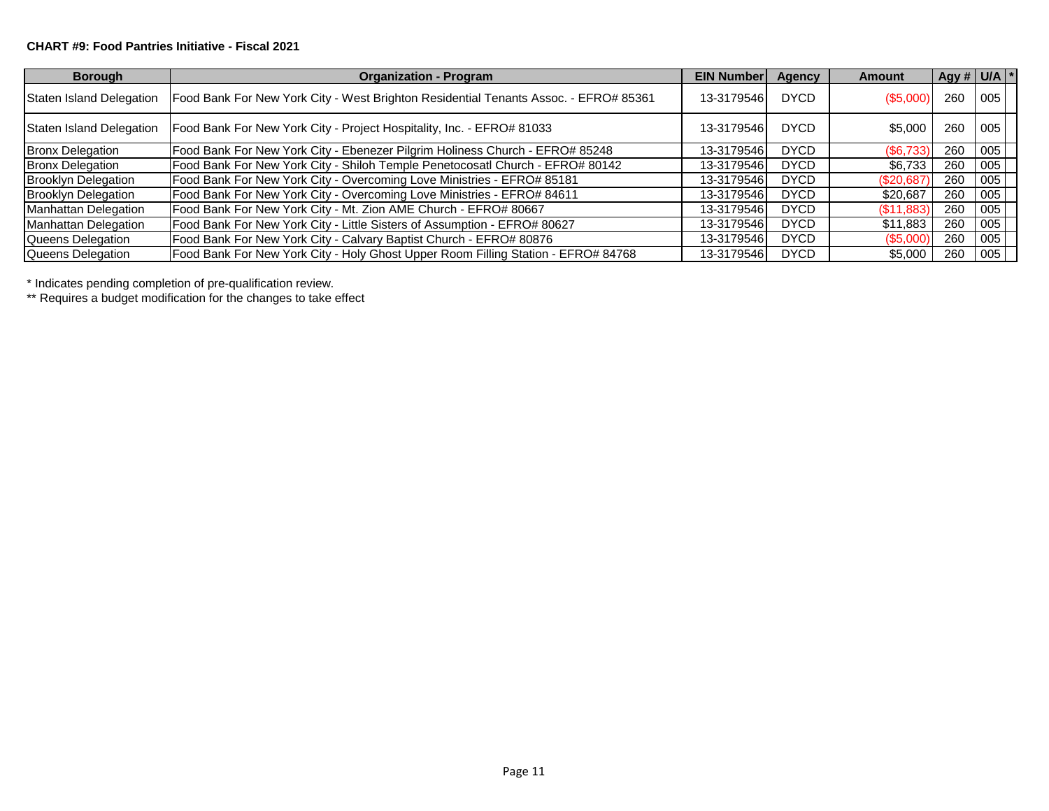**CHART #9: Food Pantries Initiative - Fiscal 2021**

| Borough | Organization - Program | EIN Number | Agency | Amount | Agy # | U/A | * |
|---|---|---|---|---|---|---|---|
| Staten Island Delegation | Food Bank For New York City - West Brighton Residential Tenants Assoc. - EFRO# 85361 | 13-3179546 | DYCD | ($5,000) | 260 | 005 | |
| Staten Island Delegation | Food Bank For New York City - Project Hospitality, Inc. - EFRO# 81033 | 13-3179546 | DYCD | $5,000 | 260 | 005 | |
| Bronx Delegation | Food Bank For New York City - Ebenezer Pilgrim Holiness Church - EFRO# 85248 | 13-3179546 | DYCD | ($6,733) | 260 | 005 | |
| Bronx Delegation | Food Bank For New York City - Shiloh Temple Penetocosatl Church - EFRO# 80142 | 13-3179546 | DYCD | $6,733 | 260 | 005 | |
| Brooklyn Delegation | Food Bank For New York City - Overcoming Love Ministries - EFRO# 85181 | 13-3179546 | DYCD | ($20,687) | 260 | 005 | |
| Brooklyn Delegation | Food Bank For New York City - Overcoming Love Ministries - EFRO# 84611 | 13-3179546 | DYCD | $20,687 | 260 | 005 | |
| Manhattan Delegation | Food Bank For New York City - Mt. Zion AME Church - EFRO# 80667 | 13-3179546 | DYCD | ($11,883) | 260 | 005 | |
| Manhattan Delegation | Food Bank For New York City - Little Sisters of Assumption - EFRO# 80627 | 13-3179546 | DYCD | $11,883 | 260 | 005 | |
| Queens Delegation | Food Bank For New York City - Calvary Baptist Church - EFRO# 80876 | 13-3179546 | DYCD | ($5,000) | 260 | 005 | |
| Queens Delegation | Food Bank For New York City - Holy Ghost Upper Room Filling Station - EFRO# 84768 | 13-3179546 | DYCD | $5,000 | 260 | 005 | |

* Indicates pending completion of pre-qualification review.

** Requires a budget modification for the changes to take effect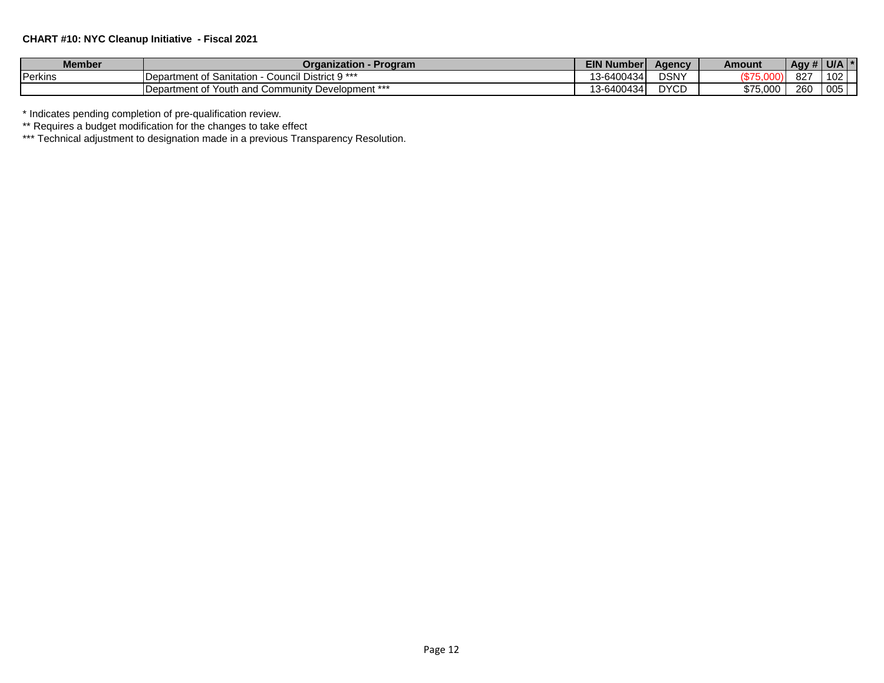**CHART #10: NYC Cleanup Initiative - Fiscal 2021**

| Member | Organization - Program | EIN Number | Agency | Amount | Agy # | U/A | * |
|---|---|---|---|---|---|---|---|
| Perkins | Department of Sanitation - Council District 9 *** | 13-6400434 | DSNY | ($75,000) | 827 | 102 | |
| | Department of Youth and Community Development *** | 13-6400434 | DYCD | $75,000 | 260 | 005 | |

* Indicates pending completion of pre-qualification review.

** Requires a budget modification for the changes to take effect

*** Technical adjustment to designation made in a previous Transparency Resolution.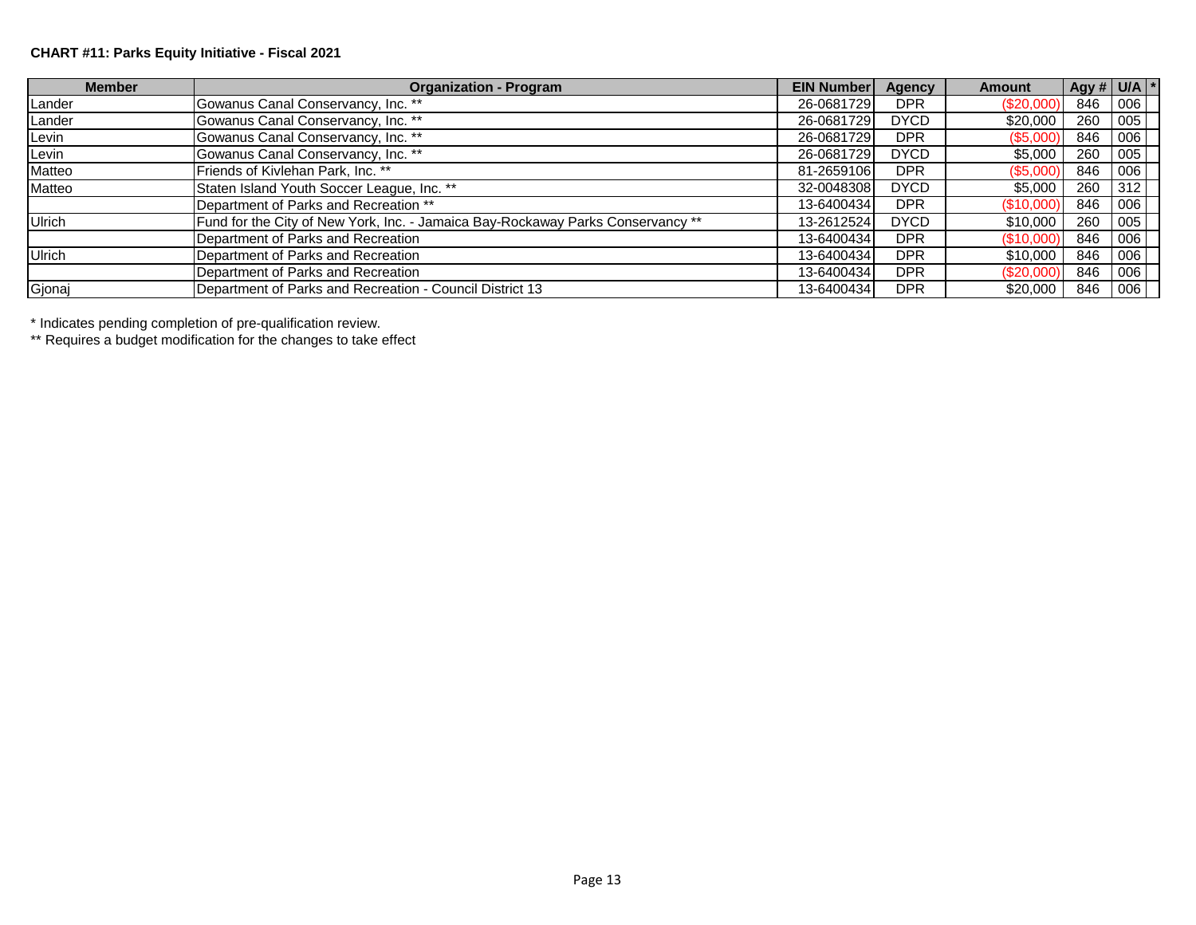**CHART #11: Parks Equity Initiative - Fiscal 2021**

| Member | Organization - Program | EIN Number | Agency | Amount | Agy # | U/A | * |
|---|---|---|---|---|---|---|---|
| Lander | Gowanus Canal Conservancy, Inc. ** | 26-0681729 | DPR | ($20,000) | 846 | 006 | |
| Lander | Gowanus Canal Conservancy, Inc. ** | 26-0681729 | DYCD | $20,000 | 260 | 005 | |
| Levin | Gowanus Canal Conservancy, Inc. ** | 26-0681729 | DPR | ($5,000) | 846 | 006 | |
| Levin | Gowanus Canal Conservancy, Inc. ** | 26-0681729 | DYCD | $5,000 | 260 | 005 | |
| Matteo | Friends of Kivlehan Park, Inc. ** | 81-2659106 | DPR | ($5,000) | 846 | 006 | |
| Matteo | Staten Island Youth Soccer League, Inc. ** | 32-0048308 | DYCD | $5,000 | 260 | 312 | |
| | Department of Parks and Recreation ** | 13-6400434 | DPR | ($10,000) | 846 | 006 | |
| Ulrich | Fund for the City of New York, Inc. - Jamaica Bay-Rockaway Parks Conservancy ** | 13-2612524 | DYCD | $10,000 | 260 | 005 | |
| | Department of Parks and Recreation | 13-6400434 | DPR | ($10,000) | 846 | 006 | |
| Ulrich | Department of Parks and Recreation | 13-6400434 | DPR | $10,000 | 846 | 006 | |
| | Department of Parks and Recreation | 13-6400434 | DPR | ($20,000) | 846 | 006 | |
| Gjonaj | Department of Parks and Recreation - Council District 13 | 13-6400434 | DPR | $20,000 | 846 | 006 | |

\* Indicates pending completion of pre-qualification review.

\*\* Requires a budget modification for the changes to take effect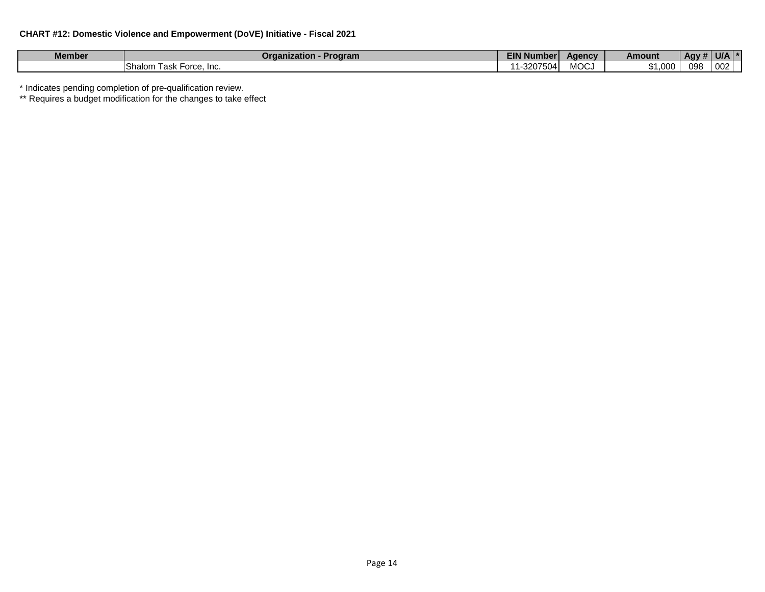**CHART #12: Domestic Violence and Empowerment (DoVE) Initiative - Fiscal 2021**

| Member | Organization - Program | EIN Number | Agency | Amount | Agy # | U/A | * |
|---|---|---|---|---|---|---|---|
| | Shalom Task Force, Inc. | 11-3207504 | MOCJ | $1,000 | 098 | 002 | |

* Indicates pending completion of pre-qualification review.

** Requires a budget modification for the changes to take effect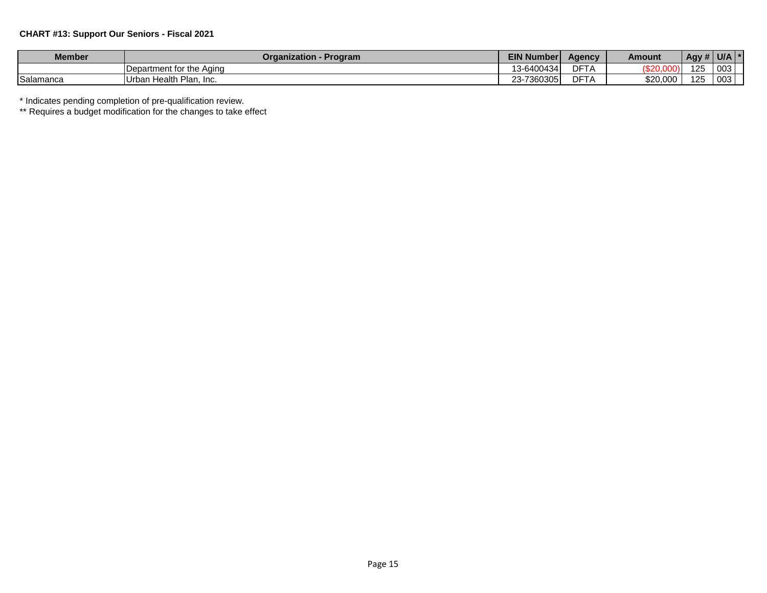**CHART #13: Support Our Seniors - Fiscal 2021**

| Member | Organization - Program | EIN Number | Agency | Amount | Agy # | U/A | * |
|---|---|---|---|---|---|---|---|
| | Department for the Aging | 13-6400434 | DFTA | ($20,000) | 125 | 003 | |
| Salamanca | Urban Health Plan, Inc. | 23-7360305 | DFTA | $20,000 | 125 | 003 | |

\* Indicates pending completion of pre-qualification review.

\*\* Requires a budget modification for the changes to take effect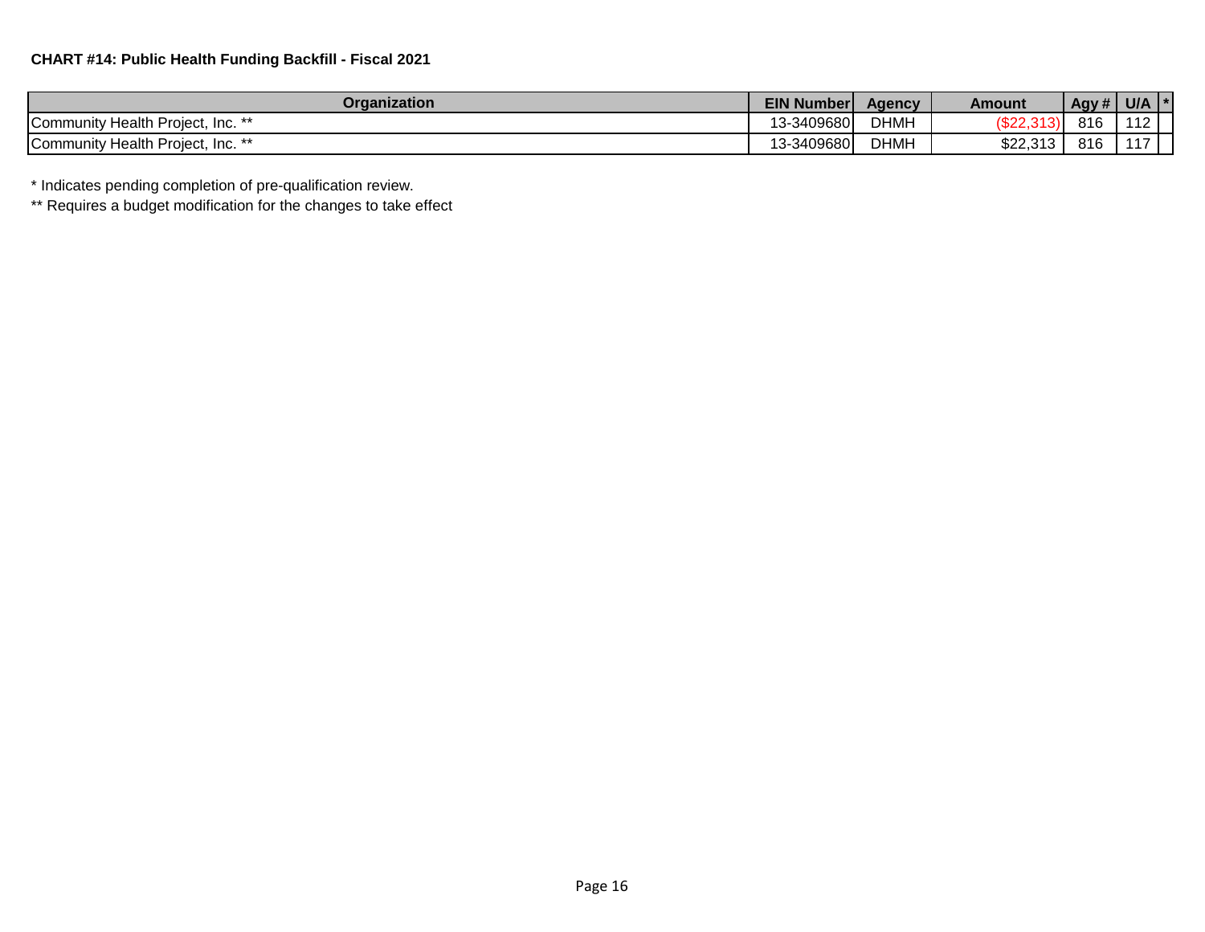**CHART #14: Public Health Funding Backfill - Fiscal 2021**

| Organization | EIN Number | Agency | Amount | Agy # | U/A | * |
|---|---|---|---|---|---|---|
| Community Health Project, Inc. ** | 13-3409680 | DHMH | ($22,313) | 816 | 112 | |
| Community Health Project, Inc. ** | 13-3409680 | DHMH | $22,313 | 816 | 117 | |

* Indicates pending completion of pre-qualification review.

** Requires a budget modification for the changes to take effect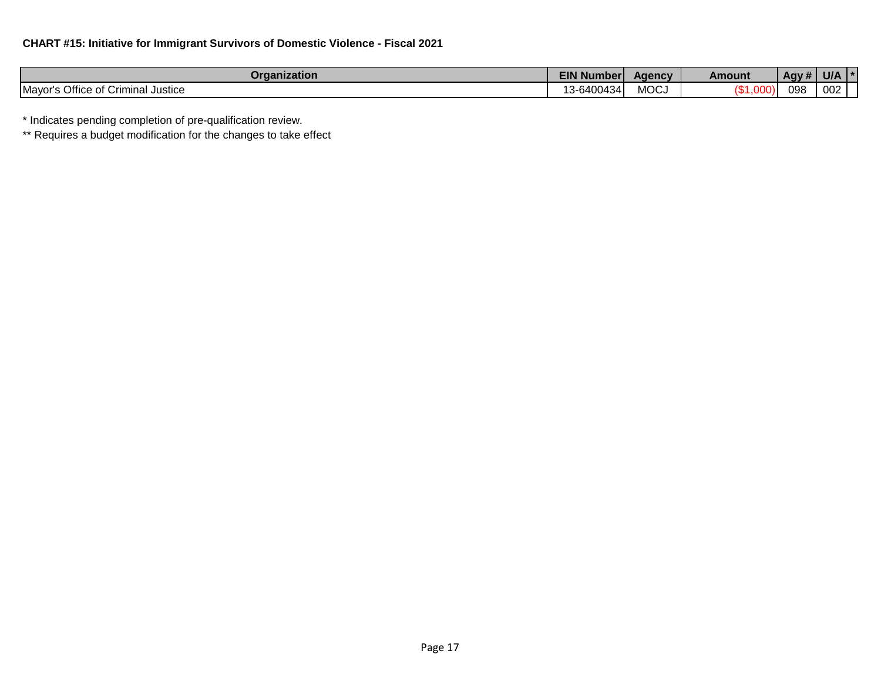**CHART #15: Initiative for Immigrant Survivors of Domestic Violence - Fiscal 2021**

| Organization | EIN Number | Agency | Amount | Agy # | U/A | * |
|---|---|---|---|---|---|---|
| Mayor's Office of Criminal Justice | 13-6400434 | MOCJ | ($1,000) | 098 | 002 | |

* Indicates pending completion of pre-qualification review.

** Requires a budget modification for the changes to take effect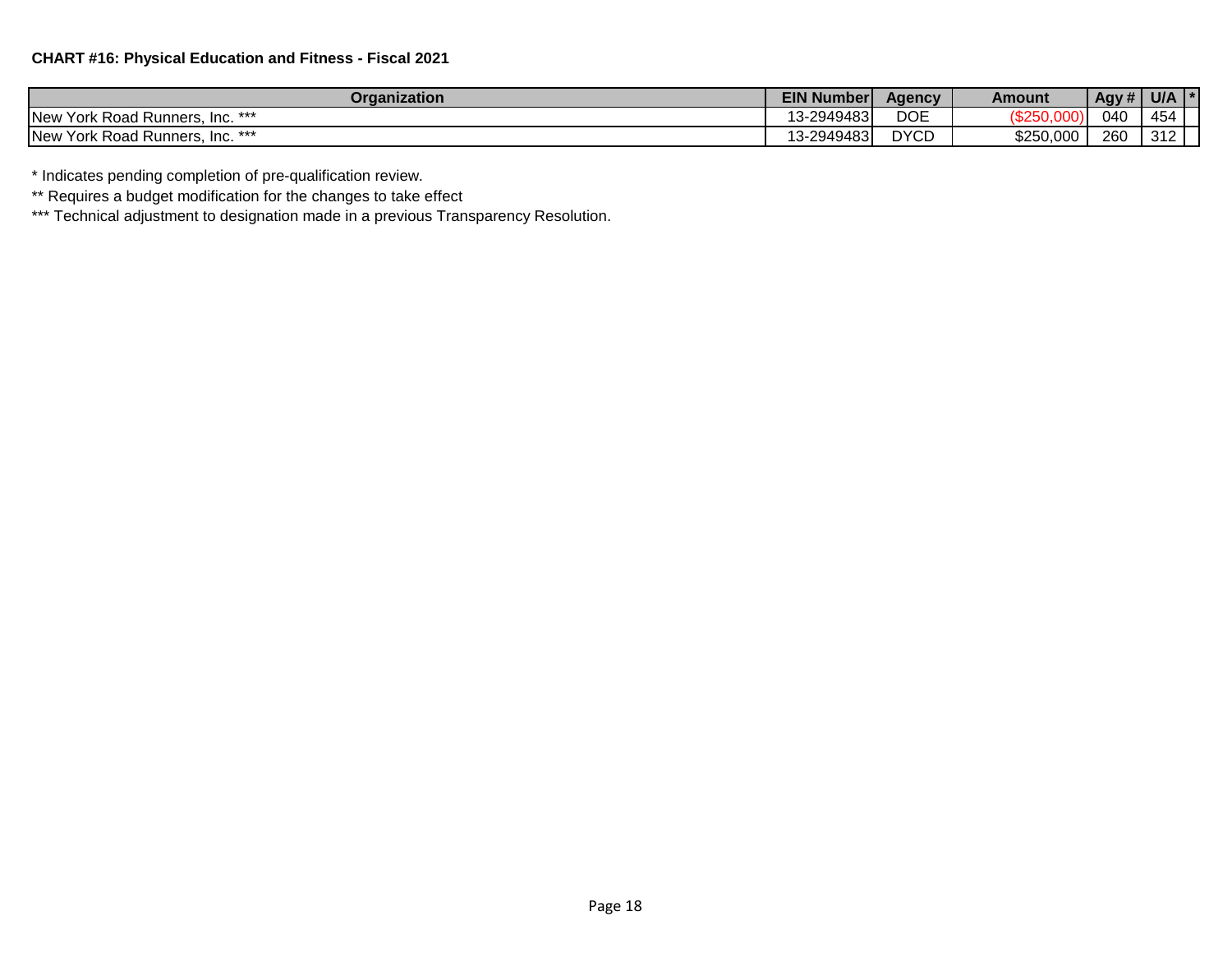**CHART #16: Physical Education and Fitness - Fiscal 2021**

| Organization | EIN Number | Agency | Amount | Agy # | U/A | * |
|---|---|---|---|---|---|---|
| New York Road Runners, Inc. *** | 13-2949483 | DOE | ($250,000) | 040 | 454 | |
| New York Road Runners, Inc. *** | 13-2949483 | DYCD | $250,000 | 260 | 312 | |

* Indicates pending completion of pre-qualification review.

** Requires a budget modification for the changes to take effect

*** Technical adjustment to designation made in a previous Transparency Resolution.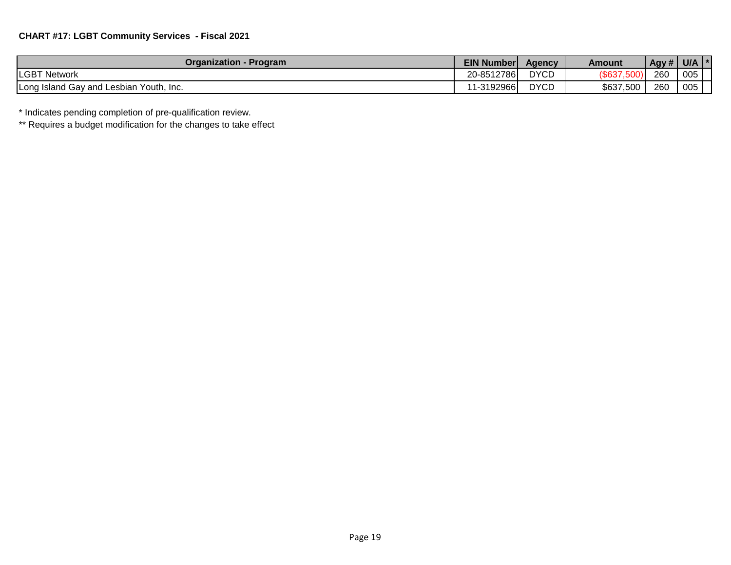**CHART #17: LGBT Community Services - Fiscal 2021**

| Organization - Program | EIN Number | Agency | Amount | Agy # | U/A | * |
|---|---|---|---|---|---|---|
| LGBT Network | 20-8512786 | DYCD | ($637,500) | 260 | 005 | |
| Long Island Gay and Lesbian Youth, Inc. | 11-3192966 | DYCD | $637,500 | 260 | 005 | |

* Indicates pending completion of pre-qualification review.

** Requires a budget modification for the changes to take effect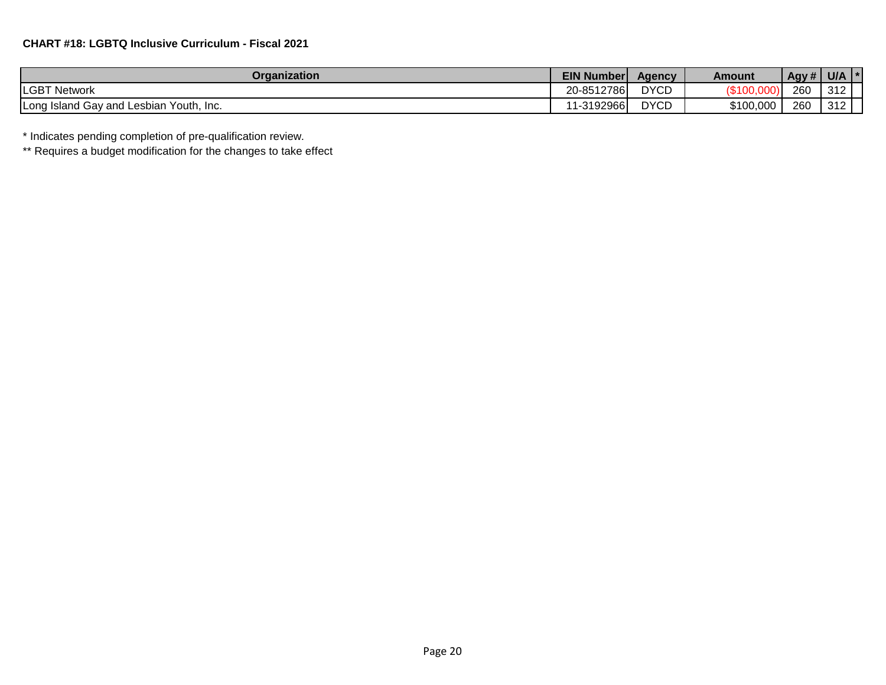**CHART #18: LGBTQ Inclusive Curriculum - Fiscal 2021**

| Organization | EIN Number | Agency | Amount | Agy # | U/A | * |
|---|---|---|---|---|---|---|
| LGBT Network | 20-8512786 | DYCD | ($100,000) | 260 | 312 | |
| Long Island Gay and Lesbian Youth, Inc. | 11-3192966 | DYCD | $100,000 | 260 | 312 | |

* Indicates pending completion of pre-qualification review.

** Requires a budget modification for the changes to take effect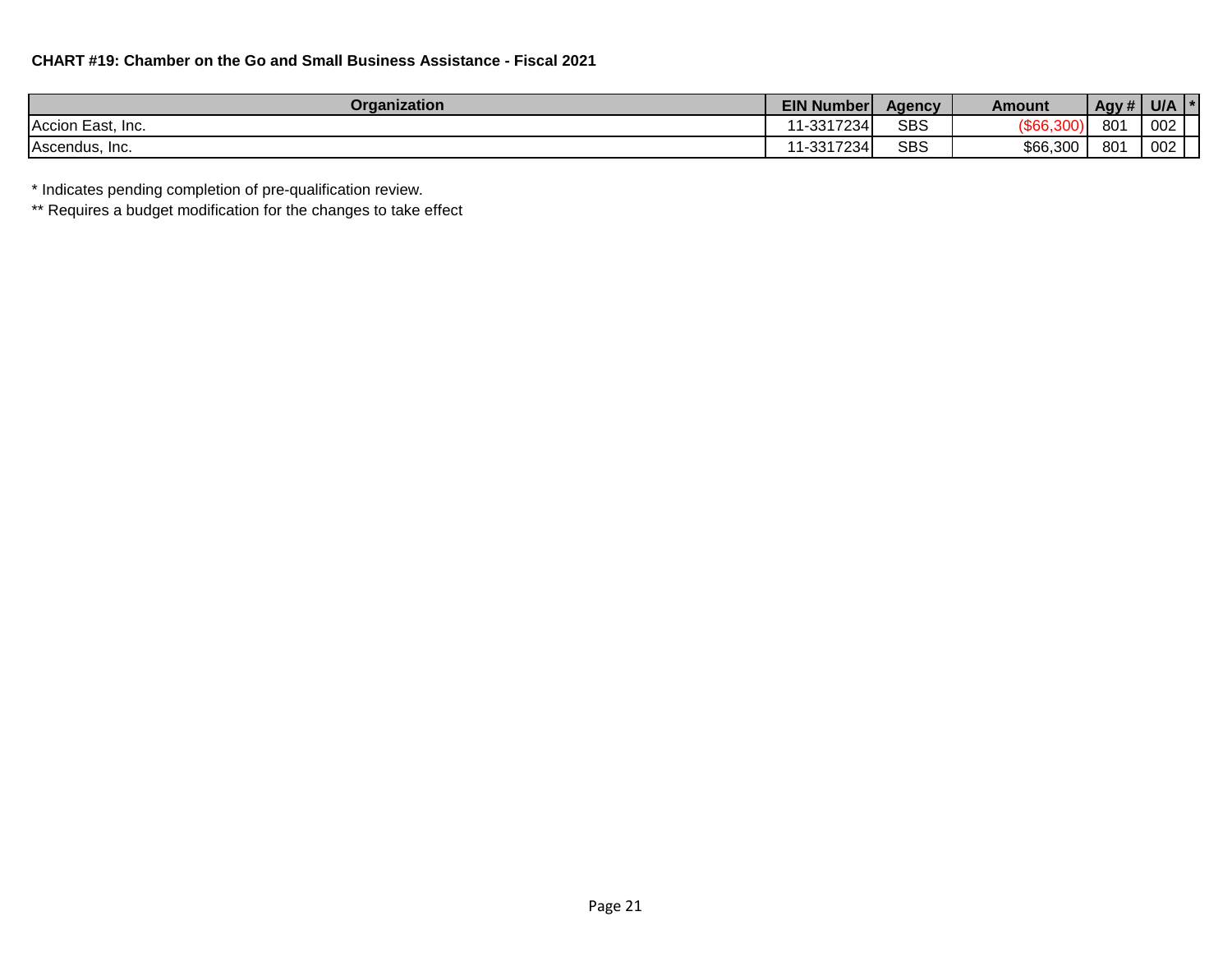**CHART #19: Chamber on the Go and Small Business Assistance - Fiscal 2021**

| Organization | EIN Number | Agency | Amount | Agy # | U/A | * |
|---|---|---|---|---|---|---|
| Accion East, Inc. | 11-3317234 | SBS | ($66,300) | 801 | 002 | |
| Ascendus, Inc. | 11-3317234 | SBS | $66,300 | 801 | 002 | |

* Indicates pending completion of pre-qualification review.

** Requires a budget modification for the changes to take effect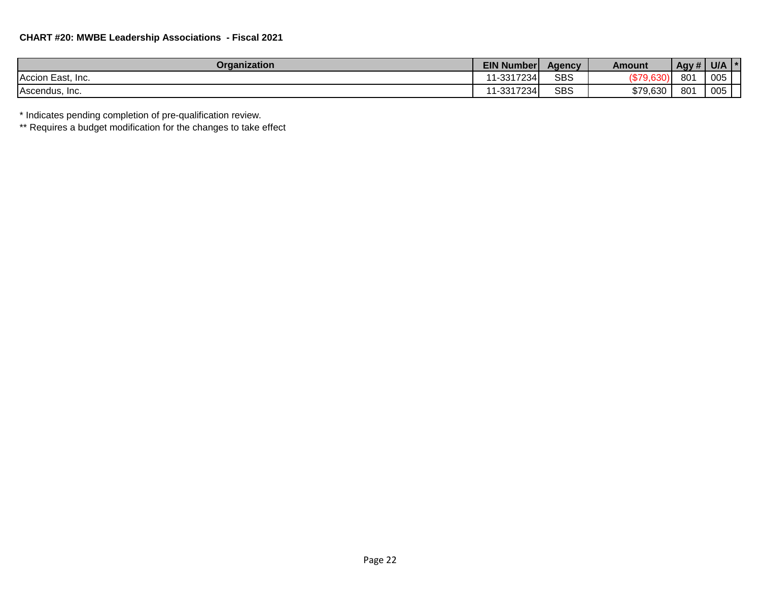**CHART #20: MWBE Leadership Associations - Fiscal 2021**

| Organization | EIN Number | Agency | Amount | Agy # | U/A | * |
|---|---|---|---|---|---|---|
| Accion East, Inc. | 11-3317234 | SBS | ($79,630) | 801 | 005 | |
| Ascendus, Inc. | 11-3317234 | SBS | $79,630 | 801 | 005 | |

* Indicates pending completion of pre-qualification review.

** Requires a budget modification for the changes to take effect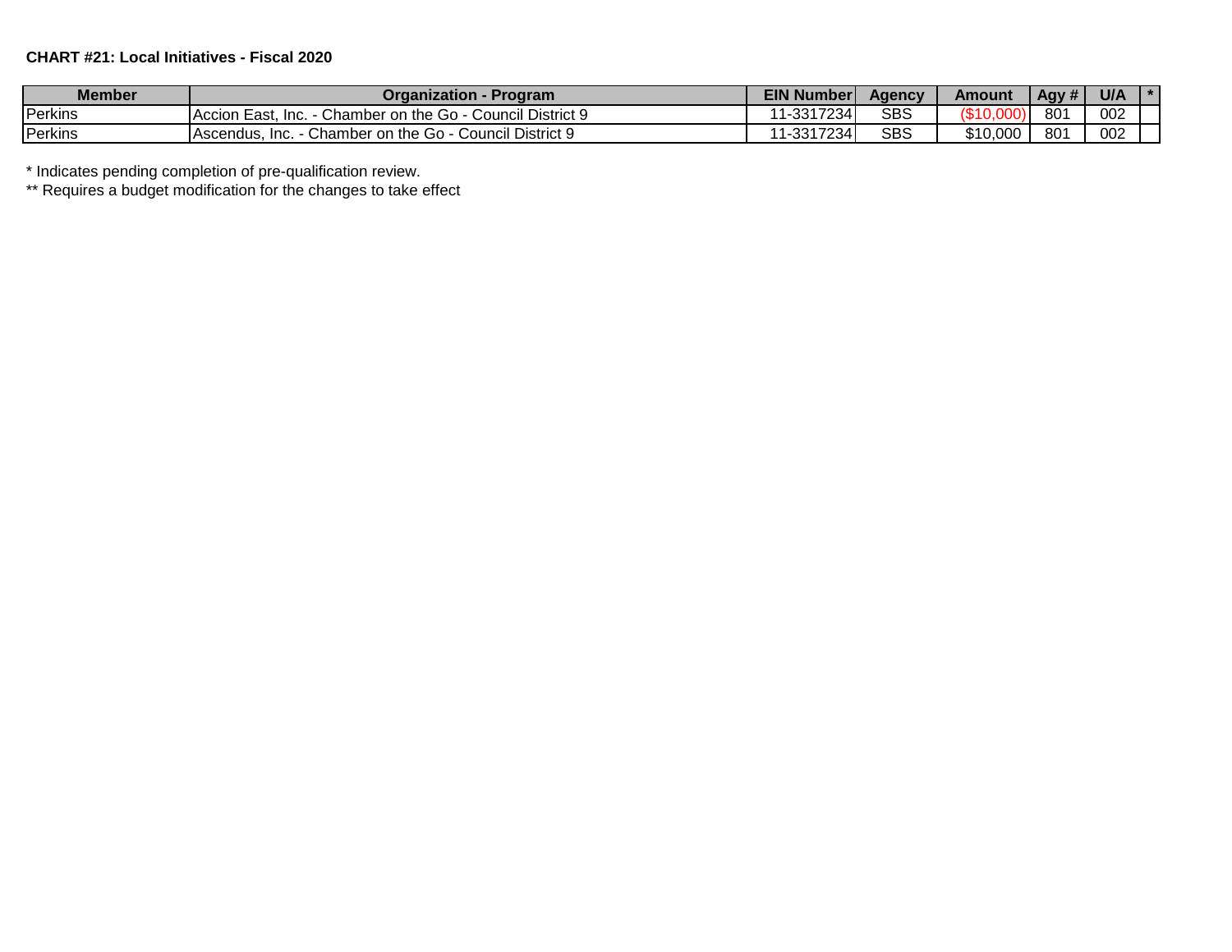**CHART #21: Local Initiatives - Fiscal 2020**

| Member | Organization - Program | EIN Number | Agency | Amount | Agy # | U/A | * |
|---|---|---|---|---|---|---|---|
| Perkins | Accion East, Inc. - Chamber on the Go - Council District 9 | 11-3317234 | SBS | ($10,000) | 801 | 002 | |
| Perkins | Ascendus, Inc. - Chamber on the Go - Council District 9 | 11-3317234 | SBS | $10,000 | 801 | 002 | |

* Indicates pending completion of pre-qualification review.

** Requires a budget modification for the changes to take effect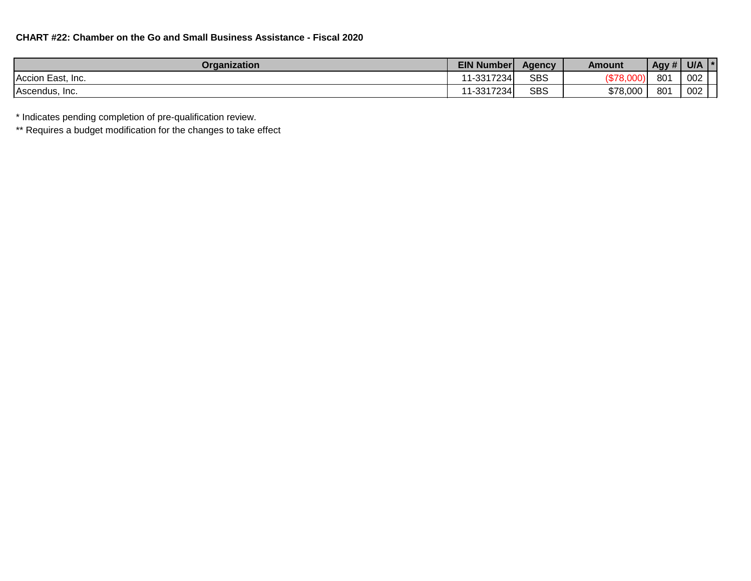**CHART #22: Chamber on the Go and Small Business Assistance - Fiscal 2020**

| Organization | EIN Number | Agency | Amount | Agy # | U/A | * |
|---|---|---|---|---|---|---|
| Accion East, Inc. | 11-3317234 | SBS | ($78,000) | 801 | 002 | |
| Ascendus, Inc. | 11-3317234 | SBS | $78,000 | 801 | 002 | |

* Indicates pending completion of pre-qualification review.

** Requires a budget modification for the changes to take effect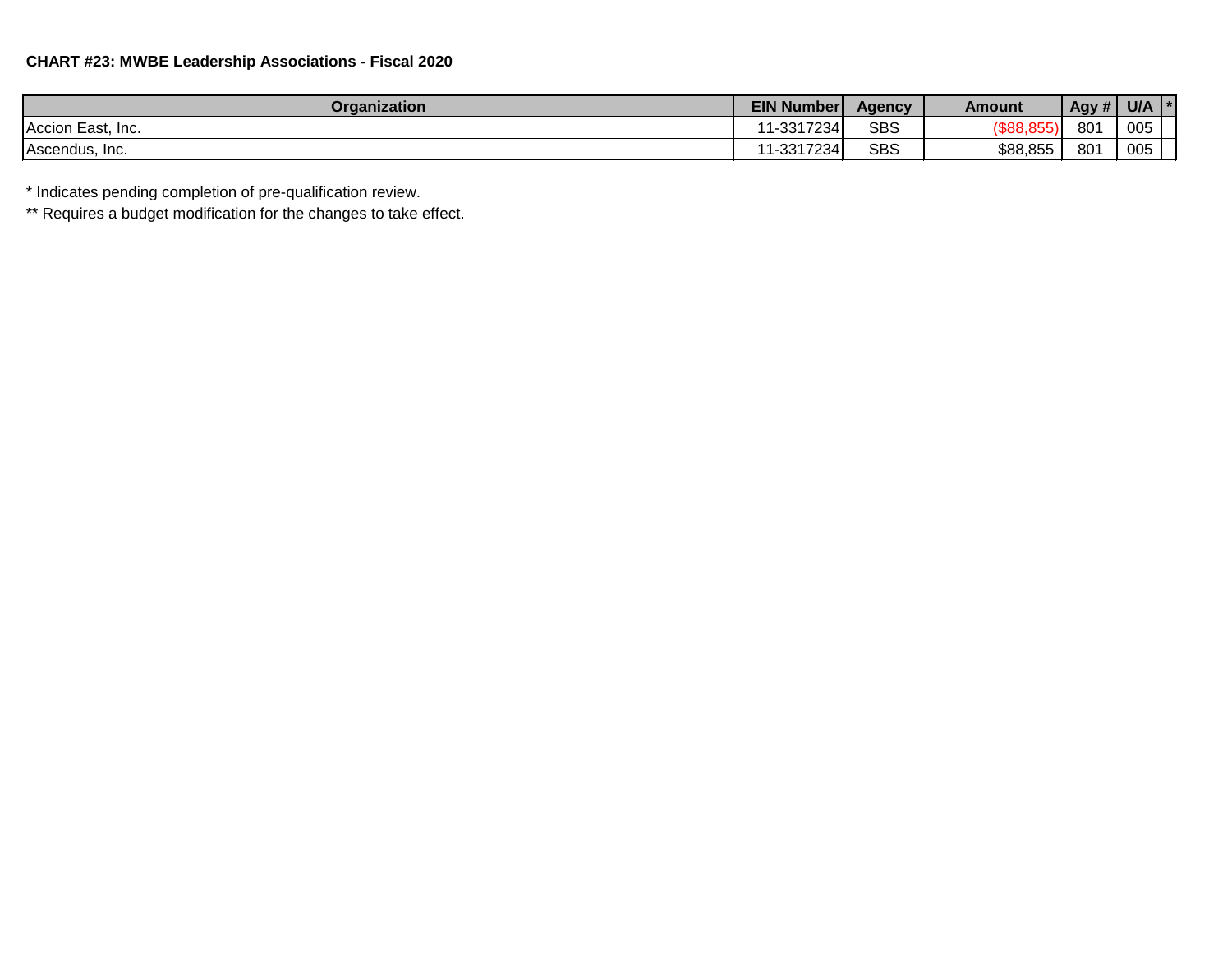**CHART #23: MWBE Leadership Associations - Fiscal 2020**

| Organization | EIN Number | Agency | Amount | Agy # | U/A | * |
|---|---|---|---|---|---|---|
| Accion East, Inc. | 11-3317234 | SBS | ($88,855) | 801 | 005 | |
| Ascendus, Inc. | 11-3317234 | SBS | $88,855 | 801 | 005 | |

* Indicates pending completion of pre-qualification review.

** Requires a budget modification for the changes to take effect.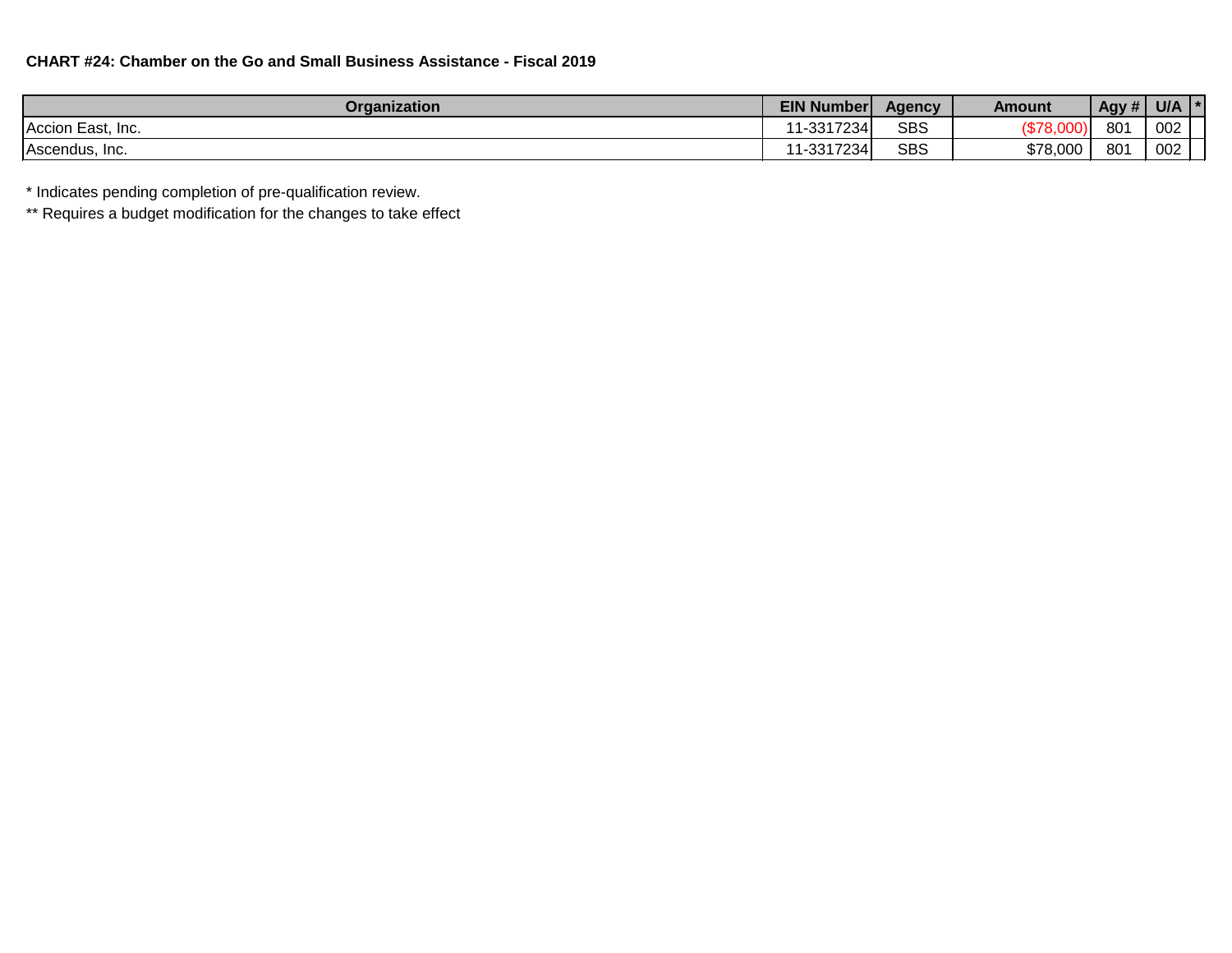**CHART #24: Chamber on the Go and Small Business Assistance - Fiscal 2019**

| Organization | EIN Number | Agency | Amount | Agy # | U/A | * |
|---|---|---|---|---|---|---|
| Accion East, Inc. | 11-3317234 | SBS | ($78,000) | 801 | 002 | |
| Ascendus, Inc. | 11-3317234 | SBS | $78,000 | 801 | 002 | |

* Indicates pending completion of pre-qualification review.

** Requires a budget modification for the changes to take effect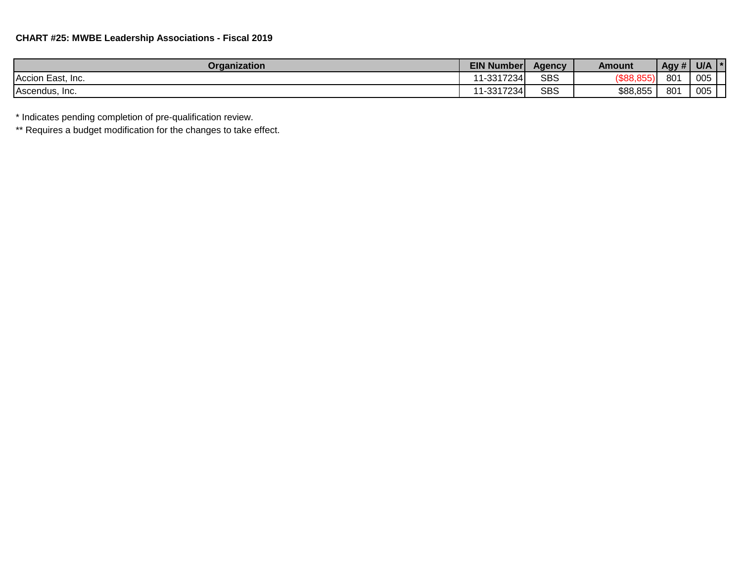**CHART #25: MWBE Leadership Associations - Fiscal 2019**

| Organization | EIN Number | Agency | Amount | Agy # | U/A | * |
|---|---|---|---|---|---|---|
| Accion East, Inc. | 11-3317234 | SBS | ($88,855) | 801 | 005 | |
| Ascendus, Inc. | 11-3317234 | SBS | $88,855 | 801 | 005 | |

* Indicates pending completion of pre-qualification review.

** Requires a budget modification for the changes to take effect.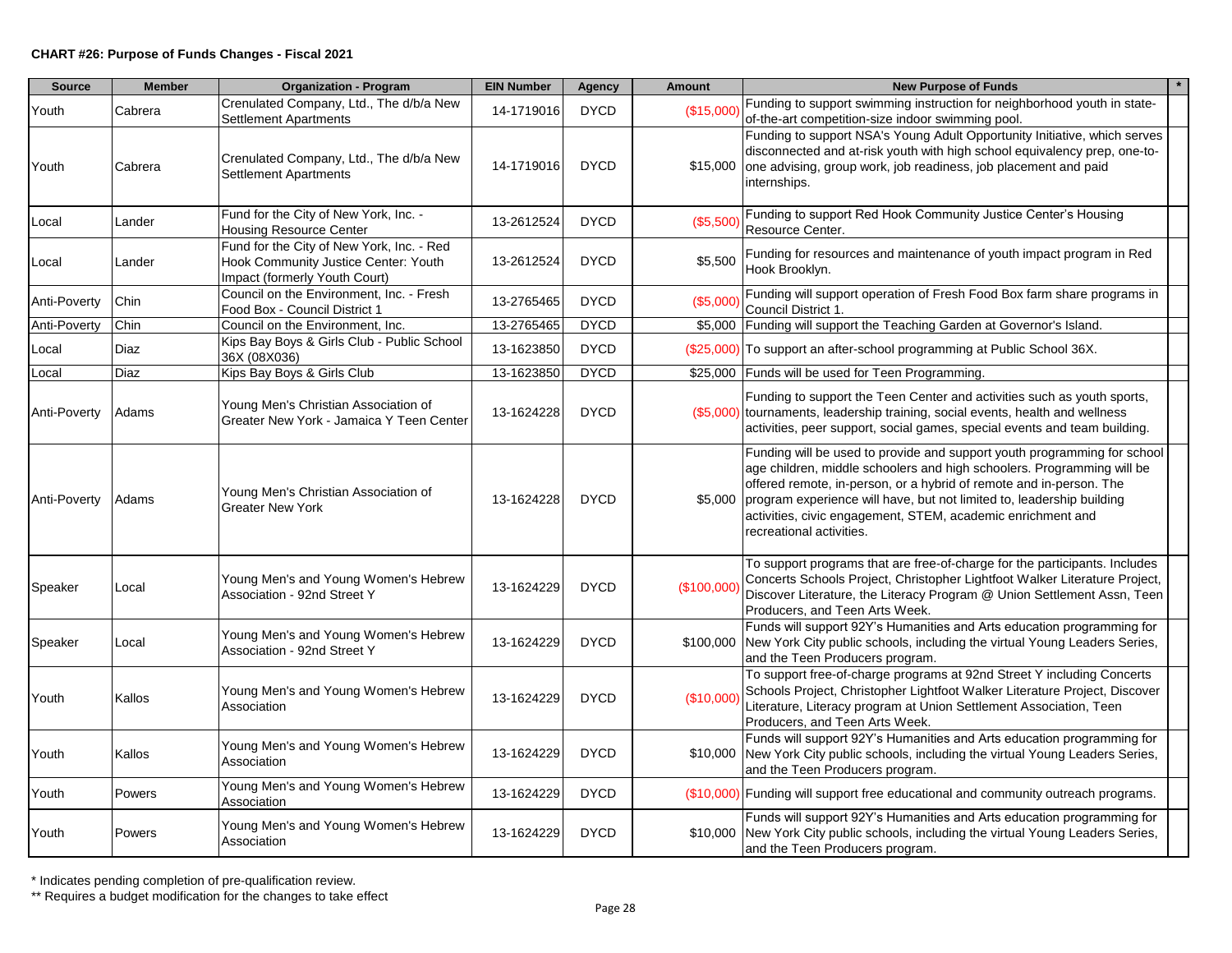**CHART #26: Purpose of Funds Changes - Fiscal 2021**

| Source | Member | Organization - Program | EIN Number | Agency | Amount | New Purpose of Funds | * |
|---|---|---|---|---|---|---|---|
| Youth | Cabrera | Crenulated Company, Ltd., The d/b/a New Settlement Apartments | 14-1719016 | DYCD | ($15,000) | Funding to support swimming instruction for neighborhood youth in state-of-the-art competition-size indoor swimming pool. | |
| Youth | Cabrera | Crenulated Company, Ltd., The d/b/a New Settlement Apartments | 14-1719016 | DYCD | $15,000 | Funding to support NSA's Young Adult Opportunity Initiative, which serves disconnected and at-risk youth with high school equivalency prep, one-to-one advising, group work, job readiness, job placement and paid internships. | |
| Local | Lander | Fund for the City of New York, Inc. - Housing Resource Center | 13-2612524 | DYCD | ($5,500) | Funding to support Red Hook Community Justice Center's Housing Resource Center. | |
| Local | Lander | Fund for the City of New York, Inc. - Red Hook Community Justice Center: Youth Impact (formerly Youth Court) | 13-2612524 | DYCD | $5,500 | Funding for resources and maintenance of youth impact program in Red Hook Brooklyn. | |
| Anti-Poverty | Chin | Council on the Environment, Inc. - Fresh Food Box - Council District 1 | 13-2765465 | DYCD | ($5,000) | Funding will support operation of Fresh Food Box farm share programs in Council District 1. | |
| Anti-Poverty | Chin | Council on the Environment, Inc. | 13-2765465 | DYCD | $5,000 | Funding will support the Teaching Garden at Governor's Island. | |
| Local | Diaz | Kips Bay Boys & Girls Club - Public School 36X (08X036) | 13-1623850 | DYCD | ($25,000) | To support an after-school programming at Public School 36X. | |
| Local | Diaz | Kips Bay Boys & Girls Club | 13-1623850 | DYCD | $25,000 | Funds will be used for Teen Programming. | |
| Anti-Poverty | Adams | Young Men's Christian Association of Greater New York - Jamaica Y Teen Center | 13-1624228 | DYCD | ($5,000) | Funding to support the Teen Center and activities such as youth sports, tournaments, leadership training, social events, health and wellness activities, peer support, social games, special events and team building. | |
| Anti-Poverty | Adams | Young Men's Christian Association of Greater New York | 13-1624228 | DYCD | $5,000 | Funding will be used to provide and support youth programming for school age children, middle schoolers and high schoolers. Programming will be offered remote, in-person, or a hybrid of remote and in-person. The program experience will have, but not limited to, leadership building activities, civic engagement, STEM, academic enrichment and recreational activities. | |
| Speaker | Local | Young Men's and Young Women's Hebrew Association - 92nd Street Y | 13-1624229 | DYCD | ($100,000) | To support programs that are free-of-charge for the participants. Includes Concerts Schools Project, Christopher Lightfoot Walker Literature Project, Discover Literature, the Literacy Program @ Union Settlement Assn, Teen Producers, and Teen Arts Week. | |
| Speaker | Local | Young Men's and Young Women's Hebrew Association - 92nd Street Y | 13-1624229 | DYCD | $100,000 | Funds will support 92Y's Humanities and Arts education programming for New York City public schools, including the virtual Young Leaders Series, and the Teen Producers program. | |
| Youth | Kallos | Young Men's and Young Women's Hebrew Association | 13-1624229 | DYCD | ($10,000) | To support free-of-charge programs at 92nd Street Y including Concerts Schools Project, Christopher Lightfoot Walker Literature Project, Discover Literature, Literacy program at Union Settlement Association, Teen Producers, and Teen Arts Week. | |
| Youth | Kallos | Young Men's and Young Women's Hebrew Association | 13-1624229 | DYCD | $10,000 | Funds will support 92Y's Humanities and Arts education programming for New York City public schools, including the virtual Young Leaders Series, and the Teen Producers program. | |
| Youth | Powers | Young Men's and Young Women's Hebrew Association | 13-1624229 | DYCD | ($10,000) | Funding will support free educational and community outreach programs. | |
| Youth | Powers | Young Men's and Young Women's Hebrew Association | 13-1624229 | DYCD | $10,000 | Funds will support 92Y's Humanities and Arts education programming for New York City public schools, including the virtual Young Leaders Series, and the Teen Producers program. | |

\* Indicates pending completion of pre-qualification review.

\*\* Requires a budget modification for the changes to take effect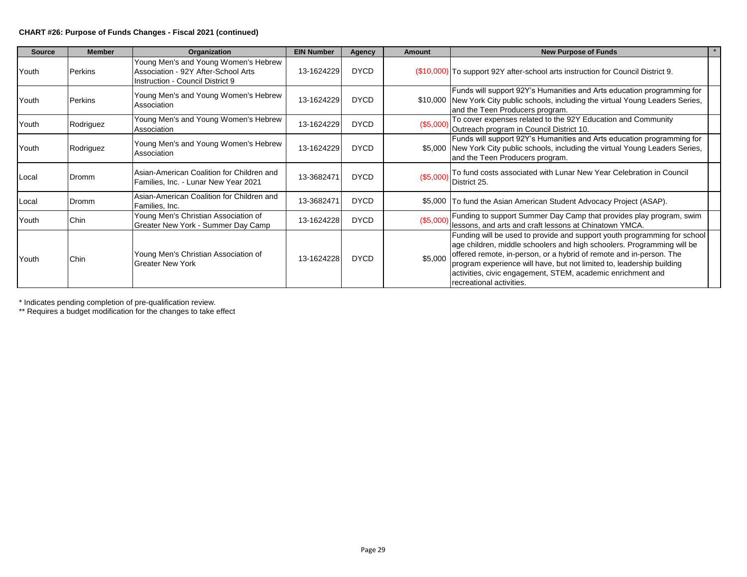**CHART #26: Purpose of Funds Changes - Fiscal 2021 (continued)**

| Source | Member | Organization | EIN Number | Agency | Amount | New Purpose of Funds | * |
|---|---|---|---|---|---|---|---|
| Youth | Perkins | Young Men's and Young Women's Hebrew Association - 92Y After-School Arts Instruction - Council District 9 | 13-1624229 | DYCD | ($10,000) | To support 92Y after-school arts instruction for Council District 9. | |
| Youth | Perkins | Young Men's and Young Women's Hebrew Association | 13-1624229 | DYCD | $10,000 | Funds will support 92Y's Humanities and Arts education programming for New York City public schools, including the virtual Young Leaders Series, and the Teen Producers program. | |
| Youth | Rodriguez | Young Men's and Young Women's Hebrew Association | 13-1624229 | DYCD | ($5,000) | To cover expenses related to the 92Y Education and Community Outreach program in Council District 10. | |
| Youth | Rodriguez | Young Men's and Young Women's Hebrew Association | 13-1624229 | DYCD | $5,000 | Funds will support 92Y's Humanities and Arts education programming for New York City public schools, including the virtual Young Leaders Series, and the Teen Producers program. | |
| Local | Dromm | Asian-American Coalition for Children and Families, Inc. - Lunar New Year 2021 | 13-3682471 | DYCD | ($5,000) | To fund costs associated with Lunar New Year Celebration in Council District 25. | |
| Local | Dromm | Asian-American Coalition for Children and Families, Inc. | 13-3682471 | DYCD | $5,000 | To fund the Asian American Student Advocacy Project (ASAP). | |
| Youth | Chin | Young Men's Christian Association of Greater New York - Summer Day Camp | 13-1624228 | DYCD | ($5,000) | Funding to support Summer Day Camp that provides play program, swim lessons, and arts and craft lessons at Chinatown YMCA. | |
| Youth | Chin | Young Men's Christian Association of Greater New York | 13-1624228 | DYCD | $5,000 | Funding will be used to provide and support youth programming for school age children, middle schoolers and high schoolers. Programming will be offered remote, in-person, or a hybrid of remote and in-person. The program experience will have, but not limited to, leadership building activities, civic engagement, STEM, academic enrichment and recreational activities. | |

\* Indicates pending completion of pre-qualification review.

\*\* Requires a budget modification for the changes to take effect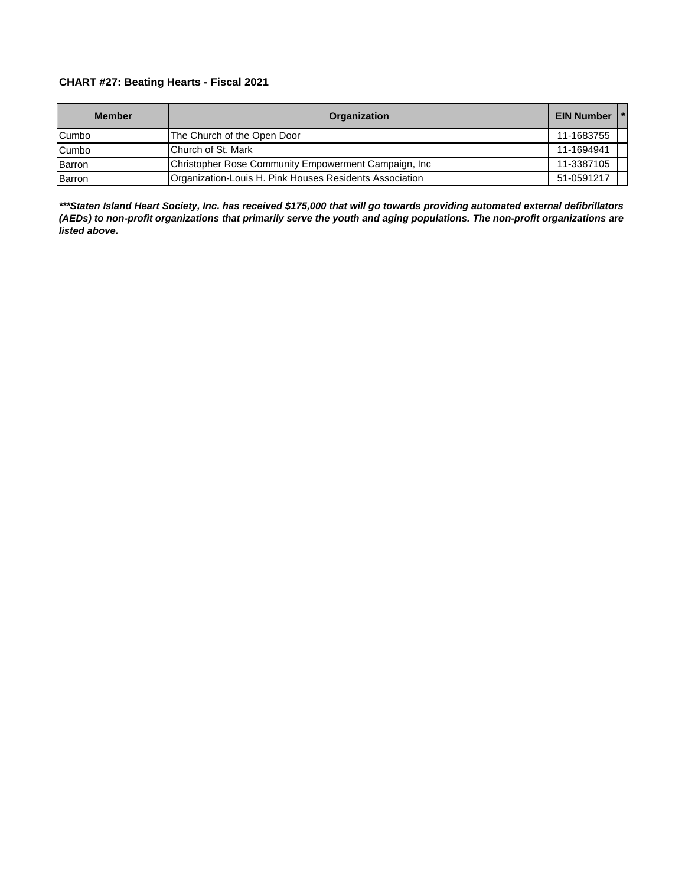**CHART #27: Beating Hearts - Fiscal 2021**

| Member | Organization | EIN Number | * |
|---|---|---|---|
| Cumbo | The Church of the Open Door | 11-1683755 | |
| Cumbo | Church of St. Mark | 11-1694941 | |
| Barron | Christopher Rose Community Empowerment Campaign, Inc | 11-3387105 | |
| Barron | Organization-Louis H. Pink Houses Residents Association | 51-0591217 | |

***\*\*\*Staten Island Heart Society, Inc. has received $175,000 that will go towards providing automated external defibrillators (AEDs) to non-profit organizations that primarily serve the youth and aging populations. The non-profit organizations are listed above.***